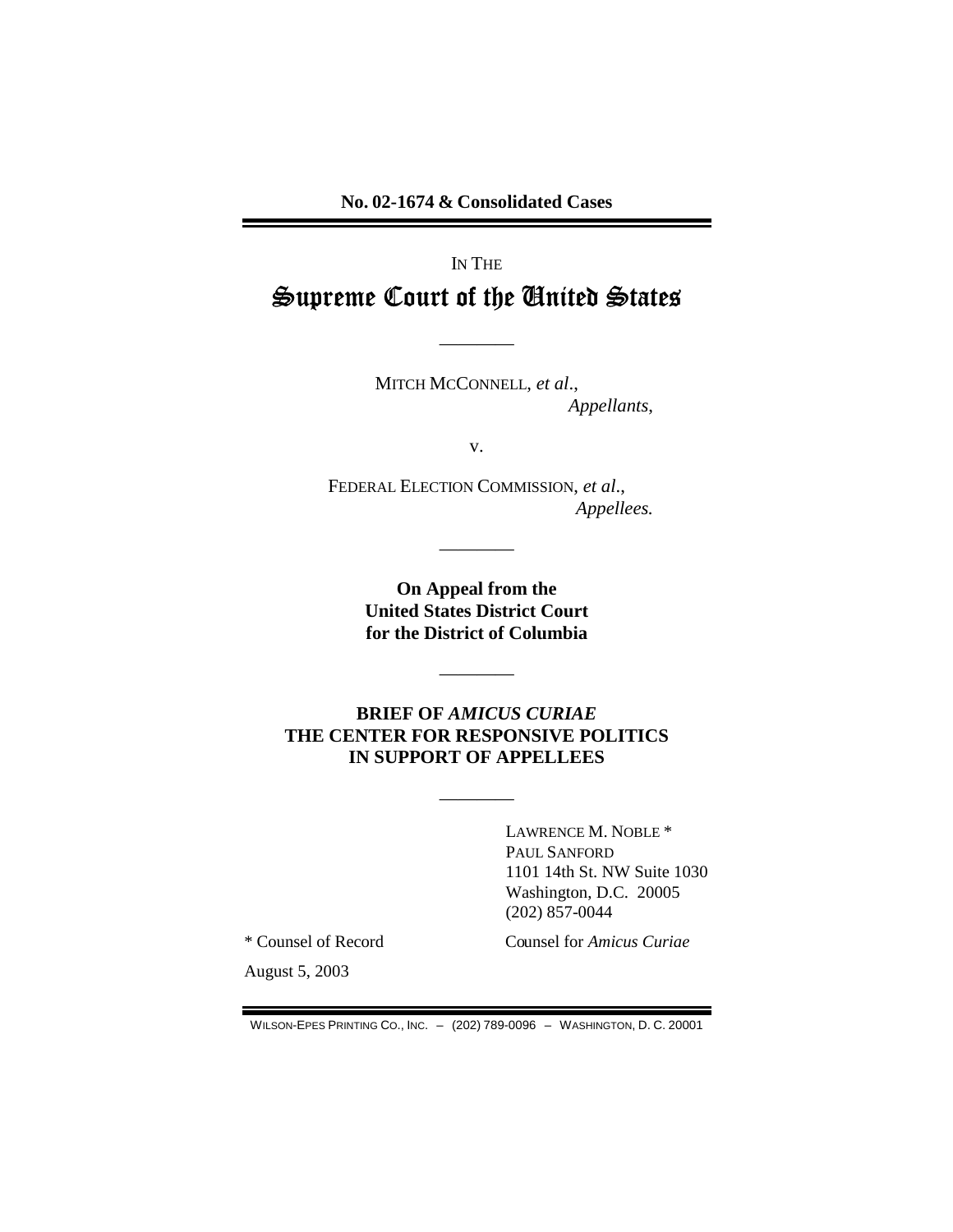**No. 02-1674 & Consolidated Cases**

---

IN THE

# Supreme Court of the United States

---

MITCH MCCONNELL, *et al*.,
*Appellants*,

v.

FEDERAL ELECTION COMMISSION, *et al*.,
*Appellees.*

---

**On Appeal from the United States District Court for the District of Columbia**

---

**BRIEF OF *AMICUS CURIAE* THE CENTER FOR RESPONSIVE POLITICS IN SUPPORT OF APPELLEES**

---

LAWRENCE M. NOBLE *
PAUL SANFORD
1101 14th St. NW Suite 1030
Washington, D.C. 20005
(202) 857-0044

* Counsel of Record

Counsel for *Amicus Curiae*

August 5, 2003

WILSON-EPES PRINTING CO., INC. – (202) 789-0096 – WASHINGTON, D. C. 20001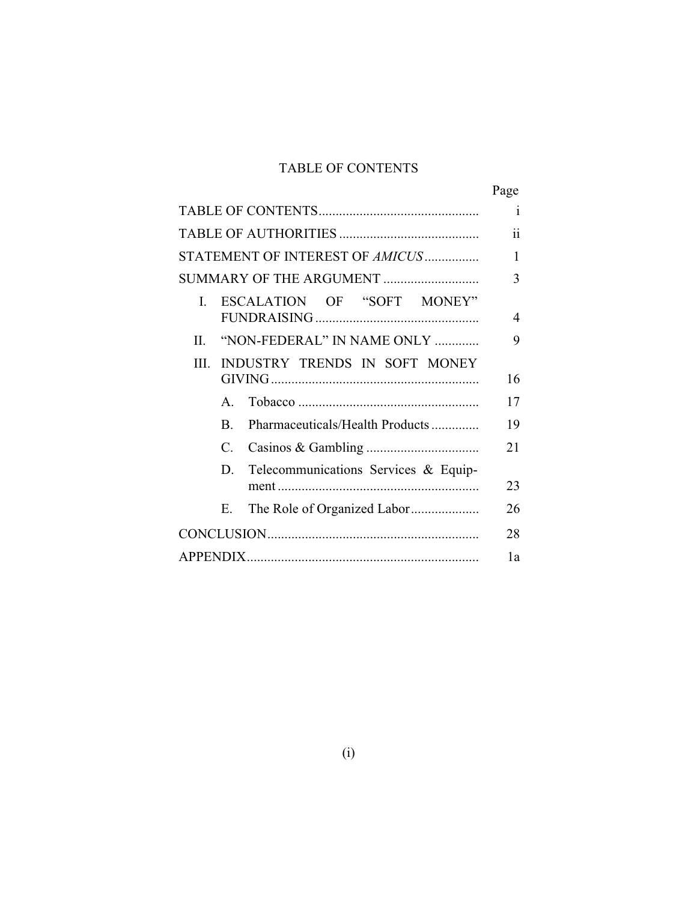# TABLE OF CONTENTS

| | Page |
|---|---|
| TABLE OF CONTENTS | i |
| TABLE OF AUTHORITIES | ii |
| STATEMENT OF INTEREST OF *AMICUS* | 1 |
| SUMMARY OF THE ARGUMENT | 3 |
| I. ESCALATION OF "SOFT MONEY" FUNDRAISING | 4 |
| II. "NON-FEDERAL" IN NAME ONLY | 9 |
| III. INDUSTRY TRENDS IN SOFT MONEY GIVING | 16 |
| A. Tobacco | 17 |
| B. Pharmaceuticals/Health Products | 19 |
| C. Casinos & Gambling | 21 |
| D. Telecommunications Services & Equipment | 23 |
| E. The Role of Organized Labor | 26 |
| CONCLUSION | 28 |
| APPENDIX | 1a |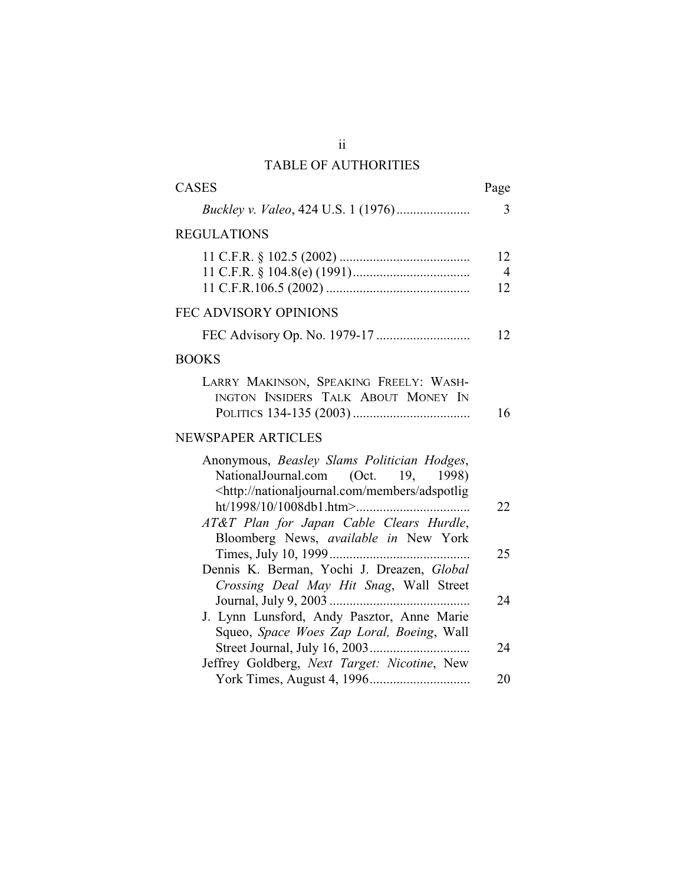# TABLE OF AUTHORITIES

| CASES | Page |
|---|---|
| *Buckley v. Valeo*, 424 U.S. 1 (1976) | 3 |
| **REGULATIONS** | |
| 11 C.F.R. § 102.5 (2002) | 12 |
| 11 C.F.R. § 104.8(e) (1991) | 4 |
| 11 C.F.R.106.5 (2002) | 12 |
| **FEC ADVISORY OPINIONS** | |
| FEC Advisory Op. No. 1979-17 | 12 |
| **BOOKS** | |
| LARRY MAKINSON, SPEAKING FREELY: WASHINGTON INSIDERS TALK ABOUT MONEY IN POLITICS 134-135 (2003) | 16 |
| **NEWSPAPER ARTICLES** | |
| Anonymous, *Beasley Slams Politician Hodges*, NationalJournal.com (Oct. 19, 1998) <http://nationaljournal.com/members/adspotlight/1998/10/1008db1.htm> | 22 |
| *AT&T Plan for Japan Cable Clears Hurdle*, Bloomberg News, *available in* New York Times, July 10, 1999 | 25 |
| Dennis K. Berman, Yochi J. Dreazen, *Global Crossing Deal May Hit Snag*, Wall Street Journal, July 9, 2003 | 24 |
| J. Lynn Lunsford, Andy Pasztor, Anne Marie Squeo, *Space Woes Zap Loral, Boeing*, Wall Street Journal, July 16, 2003 | 24 |
| Jeffrey Goldberg, *Next Target: Nicotine*, New York Times, August 4, 1996 | 20 |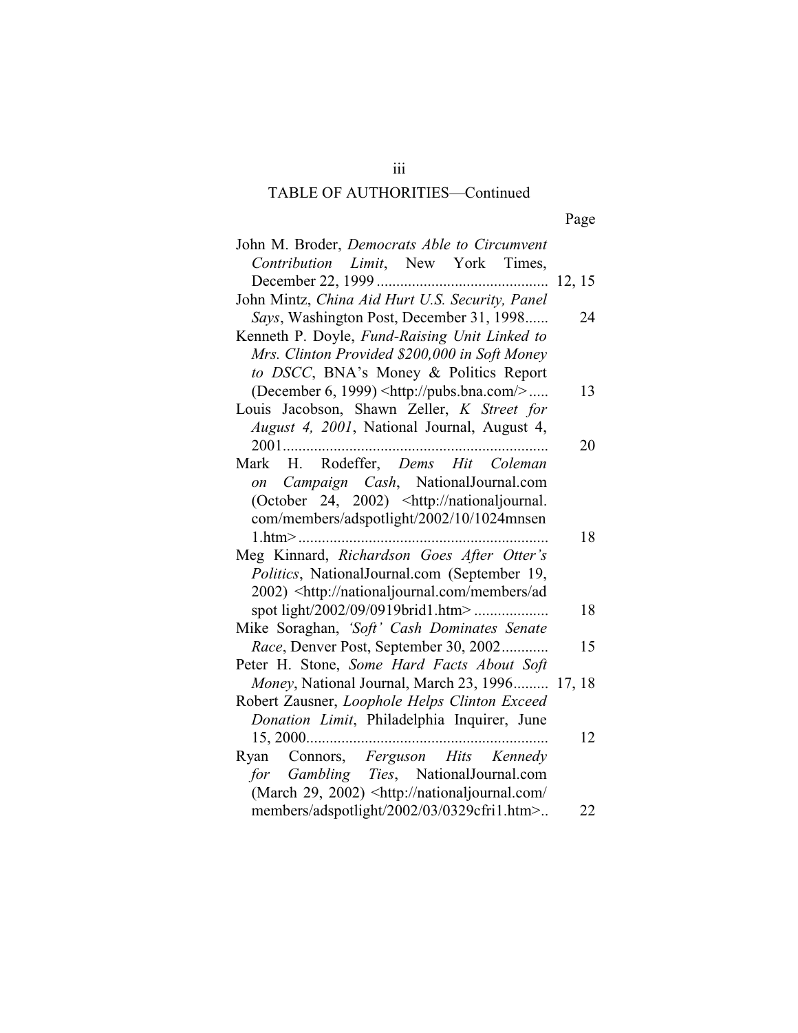## TABLE OF AUTHORITIES—Continued

| | Page |
|---|---|
| John M. Broder, *Democrats Able to Circumvent Contribution Limit*, New York Times, December 22, 1999 | 12, 15 |
| John Mintz, *China Aid Hurt U.S. Security, Panel Says*, Washington Post, December 31, 1998 | 24 |
| Kenneth P. Doyle, *Fund-Raising Unit Linked to Mrs. Clinton Provided $200,000 in Soft Money to DSCC*, BNA's Money & Politics Report (December 6, 1999) <http://pubs.bna.com/> | 13 |
| Louis Jacobson, Shawn Zeller, *K Street for August 4, 2001*, National Journal, August 4, 2001 | 20 |
| Mark H. Rodeffer, *Dems Hit Coleman on Campaign Cash*, NationalJournal.com (October 24, 2002) <http://nationaljournal.com/members/adspotlight/2002/10/1024mnsen1.htm> | 18 |
| Meg Kinnard, *Richardson Goes After Otter's Politics*, NationalJournal.com (September 19, 2002) <http://nationaljournal.com/members/adspot light/2002/09/0919brid1.htm> | 18 |
| Mike Soraghan, *'Soft' Cash Dominates Senate Race*, Denver Post, September 30, 2002 | 15 |
| Peter H. Stone, *Some Hard Facts About Soft Money*, National Journal, March 23, 1996 | 17, 18 |
| Robert Zausner, *Loophole Helps Clinton Exceed Donation Limit*, Philadelphia Inquirer, June 15, 2000 | 12 |
| Ryan Connors, *Ferguson Hits Kennedy for Gambling Ties*, NationalJournal.com (March 29, 2002) <http://nationaljournal.com/members/adspotlight/2002/03/0329cfri1.htm> | 22 |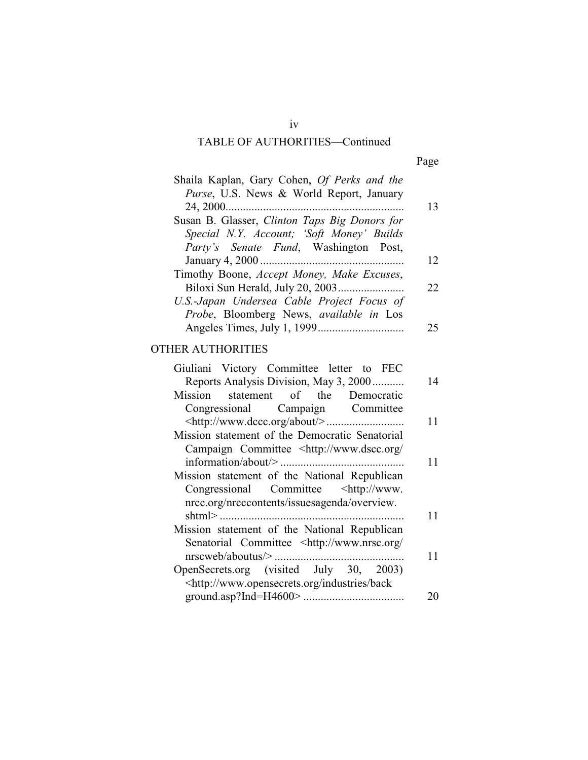TABLE OF AUTHORITIES—Continued

| | Page |
|---|---|
| Shaila Kaplan, Gary Cohen, *Of Perks and the Purse*, U.S. News & World Report, January 24, 2000 | 13 |
| Susan B. Glasser, *Clinton Taps Big Donors for Special N.Y. Account; 'Soft Money' Builds Party's Senate Fund*, Washington Post, January 4, 2000 | 12 |
| Timothy Boone, *Accept Money, Make Excuses*, Biloxi Sun Herald, July 20, 2003 | 22 |
| *U.S.-Japan Undersea Cable Project Focus of Probe*, Bloomberg News, *available in* Los Angeles Times, July 1, 1999 | 25 |

OTHER AUTHORITIES

| | |
|---|---|
| Giuliani Victory Committee letter to FEC Reports Analysis Division, May 3, 2000 | 14 |
| Mission statement of the Democratic Congressional Campaign Committee <http://www.dccc.org/about/> | 11 |
| Mission statement of the Democratic Senatorial Campaign Committee <http://www.dscc.org/information/about/> | 11 |
| Mission statement of the National Republican Congressional Committee <http://www.nrcc.org/nrcccontents/issuesagenda/overview.shtml> | 11 |
| Mission statement of the National Republican Senatorial Committee <http://www.nrsc.org/nrscweb/aboutus/> | 11 |
| OpenSecrets.org (visited July 30, 2003) <http://www.opensecrets.org/industries/background.asp?Ind=H4600> | 20 |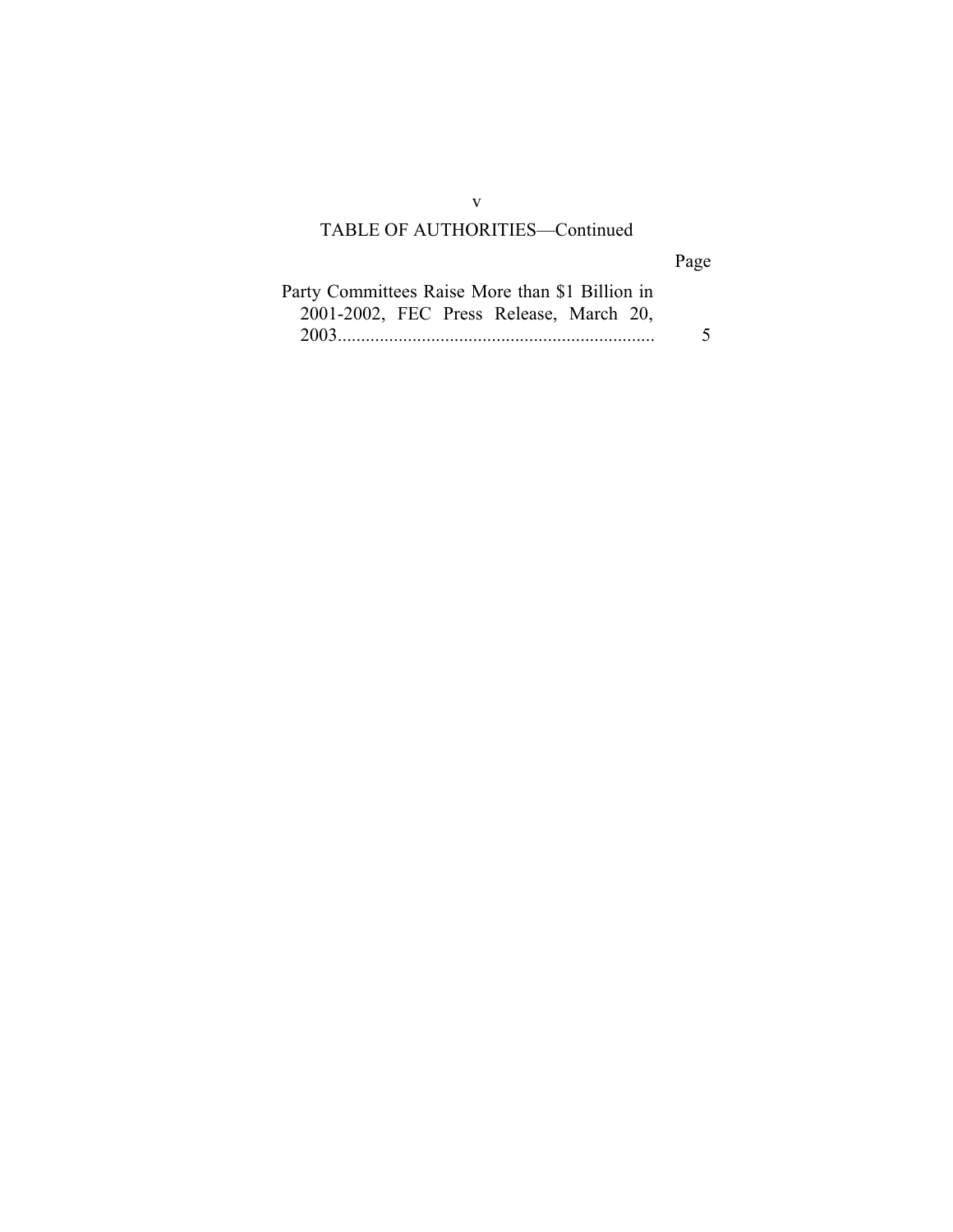TABLE OF AUTHORITIES—Continued

| | Page |
|---|---|
| Party Committees Raise More than $1 Billion in 2001-2002, FEC Press Release, March 20, 2003 | 5 |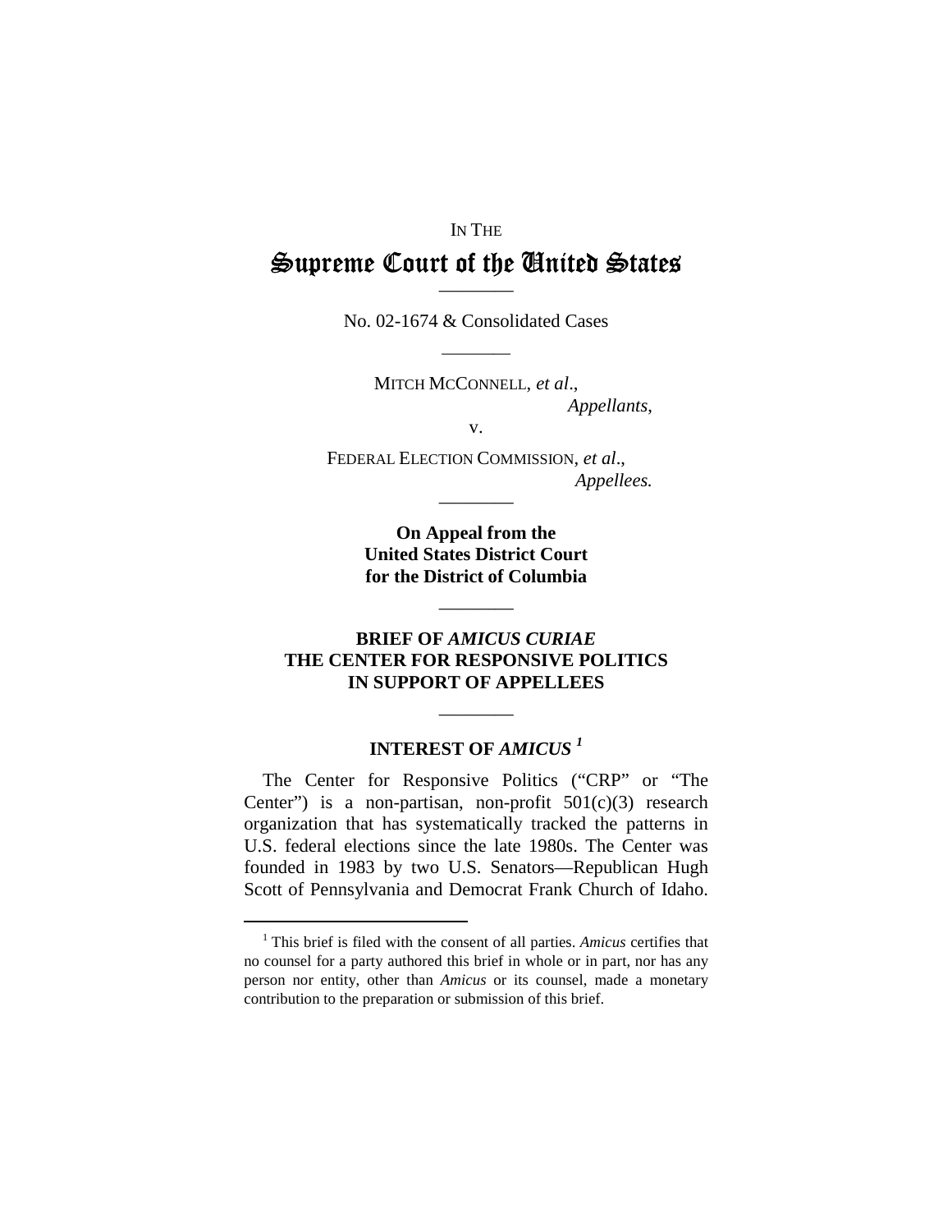IN THE

# Supreme Court of the United States

---

No. 02-1674 & Consolidated Cases

---

MITCH MCCONNELL, *et al*.,
*Appellants*,

v.

FEDERAL ELECTION COMMISSION, *et al*.,
*Appellees.*

---

**On Appeal from the United States District Court for the District of Columbia**

---

**BRIEF OF *AMICUS CURIAE* THE CENTER FOR RESPONSIVE POLITICS IN SUPPORT OF APPELLEES**

---

## INTEREST OF *AMICUS* [1]

The Center for Responsive Politics ("CRP" or "The Center") is a non-partisan, non-profit 501(c)(3) research organization that has systematically tracked the patterns in U.S. federal elections since the late 1980s. The Center was founded in 1983 by two U.S. Senators—Republican Hugh Scott of Pennsylvania and Democrat Frank Church of Idaho.

---

[1] This brief is filed with the consent of all parties. *Amicus* certifies that no counsel for a party authored this brief in whole or in part, nor has any person nor entity, other than *Amicus* or its counsel, made a monetary contribution to the preparation or submission of this brief.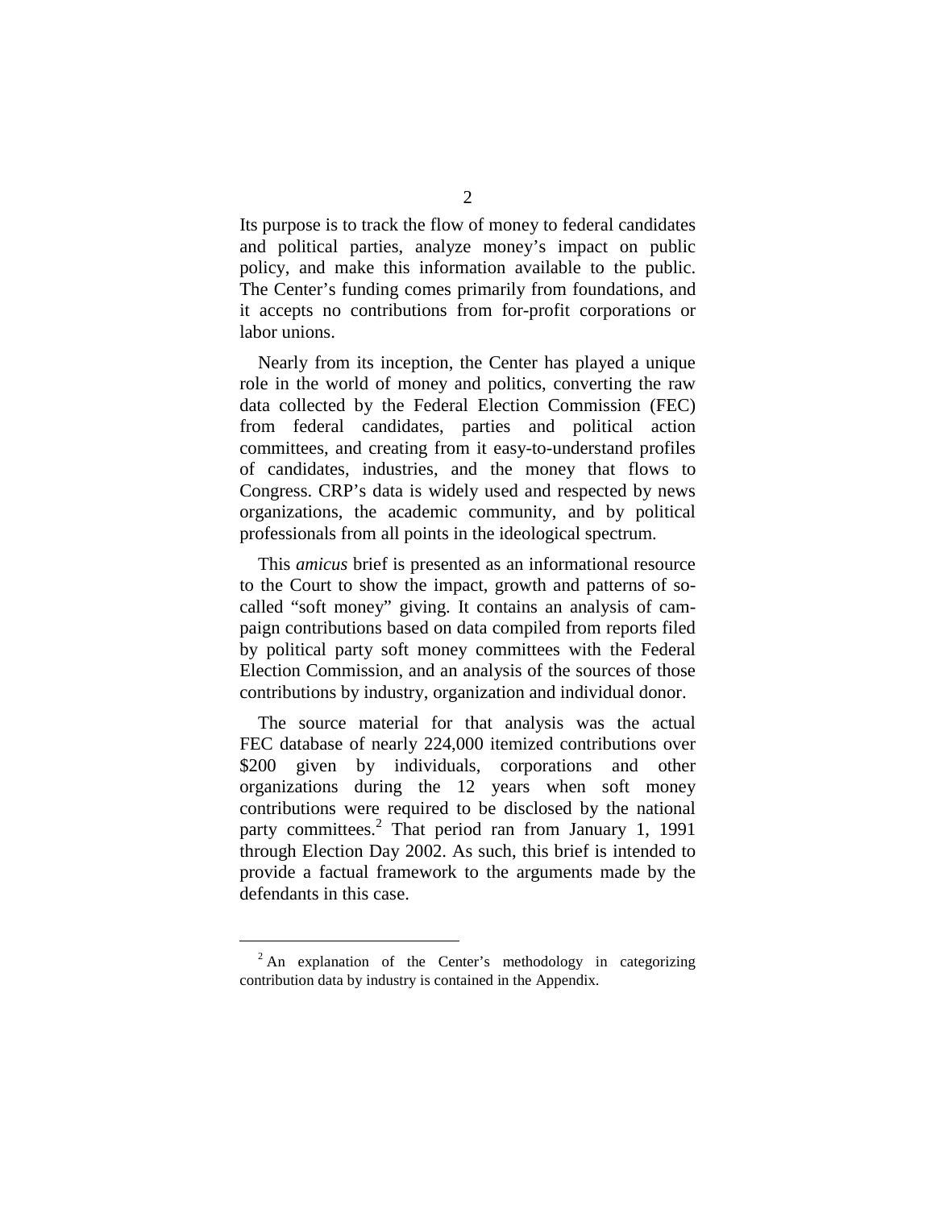Its purpose is to track the flow of money to federal candidates and political parties, analyze money's impact on public policy, and make this information available to the public. The Center's funding comes primarily from foundations, and it accepts no contributions from for-profit corporations or labor unions.

Nearly from its inception, the Center has played a unique role in the world of money and politics, converting the raw data collected by the Federal Election Commission (FEC) from federal candidates, parties and political action committees, and creating from it easy-to-understand profiles of candidates, industries, and the money that flows to Congress. CRP's data is widely used and respected by news organizations, the academic community, and by political professionals from all points in the ideological spectrum.

This *amicus* brief is presented as an informational resource to the Court to show the impact, growth and patterns of so-called "soft money" giving. It contains an analysis of campaign contributions based on data compiled from reports filed by political party soft money committees with the Federal Election Commission, and an analysis of the sources of those contributions by industry, organization and individual donor.

The source material for that analysis was the actual FEC database of nearly 224,000 itemized contributions over $200 given by individuals, corporations and other organizations during the 12 years when soft money contributions were required to be disclosed by the national party committees.[2] That period ran from January 1, 1991 through Election Day 2002. As such, this brief is intended to provide a factual framework to the arguments made by the defendants in this case.

---

[2] An explanation of the Center's methodology in categorizing contribution data by industry is contained in the Appendix.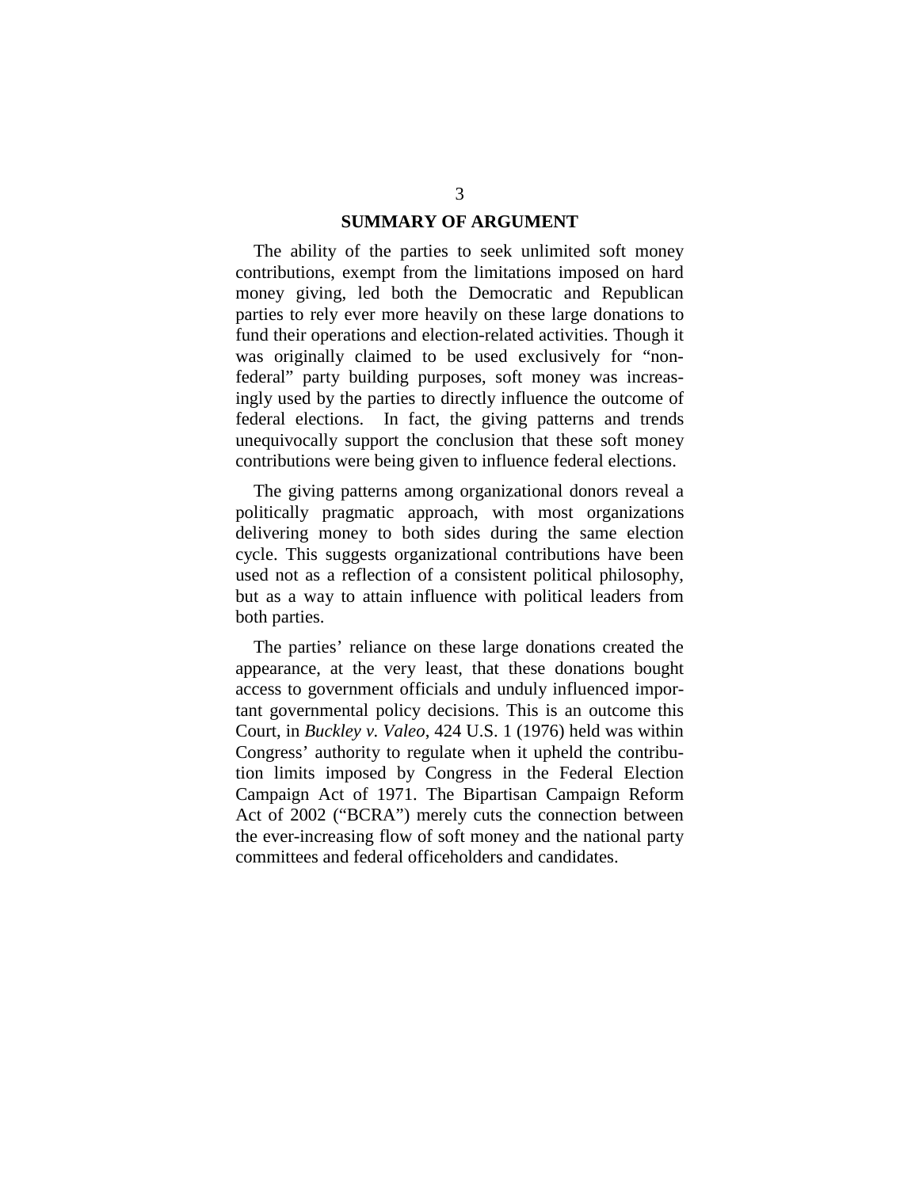## SUMMARY OF ARGUMENT

The ability of the parties to seek unlimited soft money contributions, exempt from the limitations imposed on hard money giving, led both the Democratic and Republican parties to rely ever more heavily on these large donations to fund their operations and election-related activities. Though it was originally claimed to be used exclusively for "non-federal" party building purposes, soft money was increasingly used by the parties to directly influence the outcome of federal elections. In fact, the giving patterns and trends unequivocally support the conclusion that these soft money contributions were being given to influence federal elections.

The giving patterns among organizational donors reveal a politically pragmatic approach, with most organizations delivering money to both sides during the same election cycle. This suggests organizational contributions have been used not as a reflection of a consistent political philosophy, but as a way to attain influence with political leaders from both parties.

The parties' reliance on these large donations created the appearance, at the very least, that these donations bought access to government officials and unduly influenced important governmental policy decisions. This is an outcome this Court, in *Buckley v. Valeo*, 424 U.S. 1 (1976) held was within Congress' authority to regulate when it upheld the contribution limits imposed by Congress in the Federal Election Campaign Act of 1971. The Bipartisan Campaign Reform Act of 2002 ("BCRA") merely cuts the connection between the ever-increasing flow of soft money and the national party committees and federal officeholders and candidates.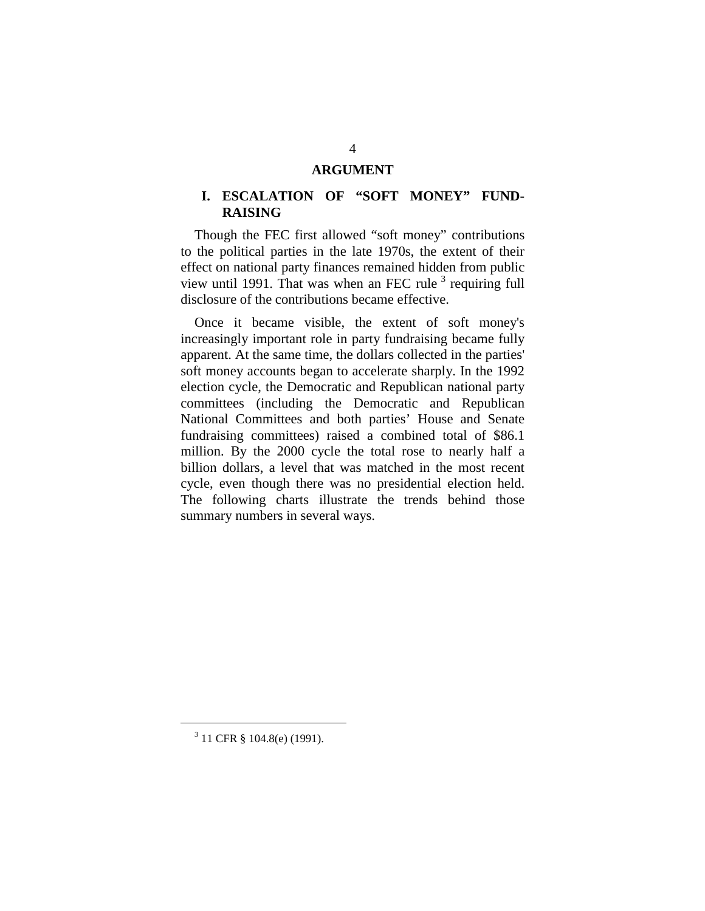## ARGUMENT

### I. ESCALATION OF "SOFT MONEY" FUND-RAISING

Though the FEC first allowed "soft money" contributions to the political parties in the late 1970s, the extent of their effect on national party finances remained hidden from public view until 1991. That was when an FEC rule [3] requiring full disclosure of the contributions became effective.

Once it became visible, the extent of soft money's increasingly important role in party fundraising became fully apparent. At the same time, the dollars collected in the parties' soft money accounts began to accelerate sharply. In the 1992 election cycle, the Democratic and Republican national party committees (including the Democratic and Republican National Committees and both parties' House and Senate fundraising committees) raised a combined total of $86.1 million. By the 2000 cycle the total rose to nearly half a billion dollars, a level that was matched in the most recent cycle, even though there was no presidential election held. The following charts illustrate the trends behind those summary numbers in several ways.

---

[3] 11 CFR § 104.8(e) (1991).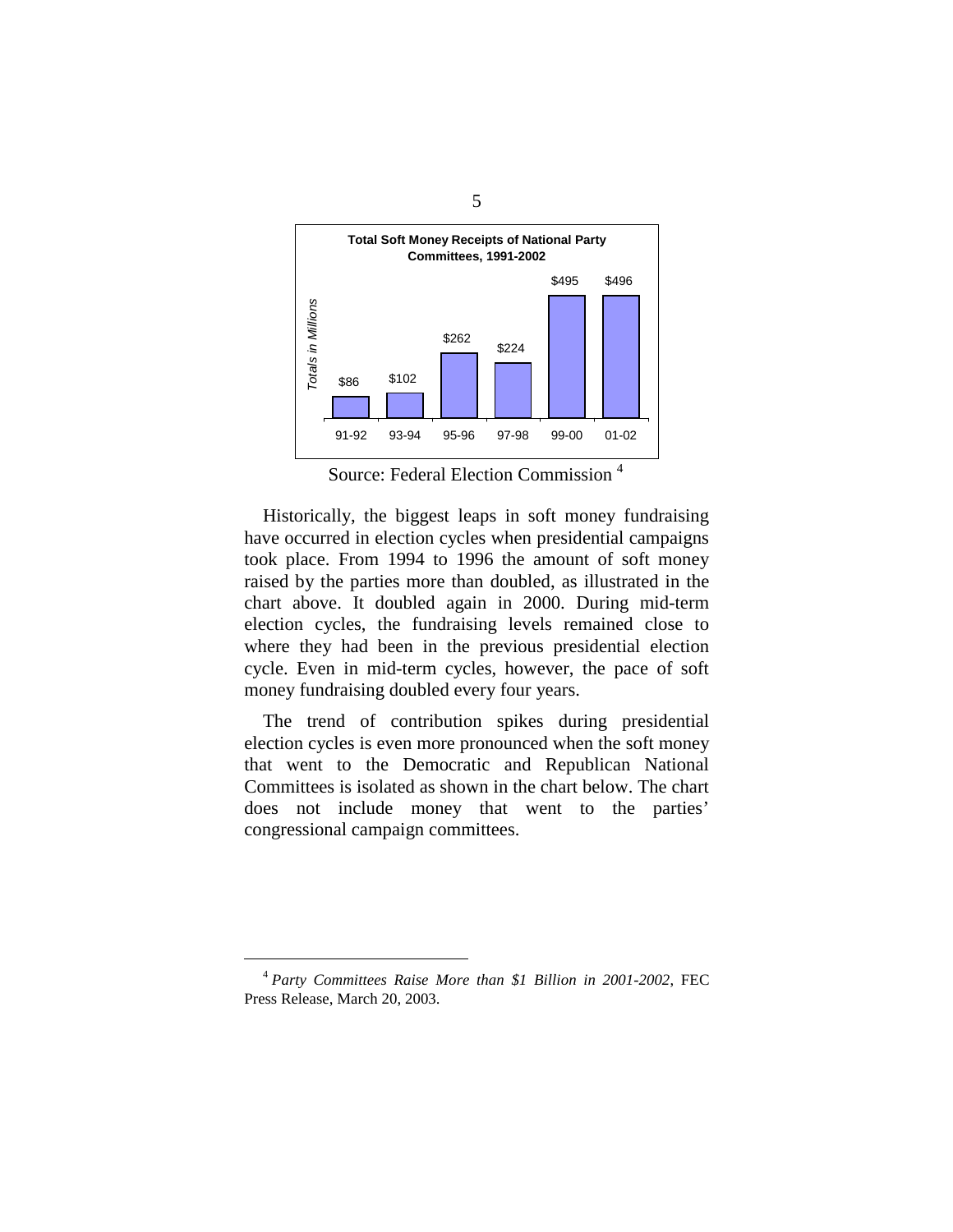**Total Soft Money Receipts of National Party Committees, 1991-2002**

*Totals in Millions*

| 91-92 | 93-94 | 95-96 | 97-98 | 99-00 | 01-02 |
|---|---|---|---|---|---|
| $86 | $102 | $262 | $224 | $495 | $496 |

Source: Federal Election Commission [4]

Historically, the biggest leaps in soft money fundraising have occurred in election cycles when presidential campaigns took place. From 1994 to 1996 the amount of soft money raised by the parties more than doubled, as illustrated in the chart above. It doubled again in 2000. During mid-term election cycles, the fundraising levels remained close to where they had been in the previous presidential election cycle. Even in mid-term cycles, however, the pace of soft money fundraising doubled every four years.

The trend of contribution spikes during presidential election cycles is even more pronounced when the soft money that went to the Democratic and Republican National Committees is isolated as shown in the chart below. The chart does not include money that went to the parties' congressional campaign committees.

---

[4] *Party Committees Raise More than $1 Billion in 2001-2002*, FEC Press Release, March 20, 2003.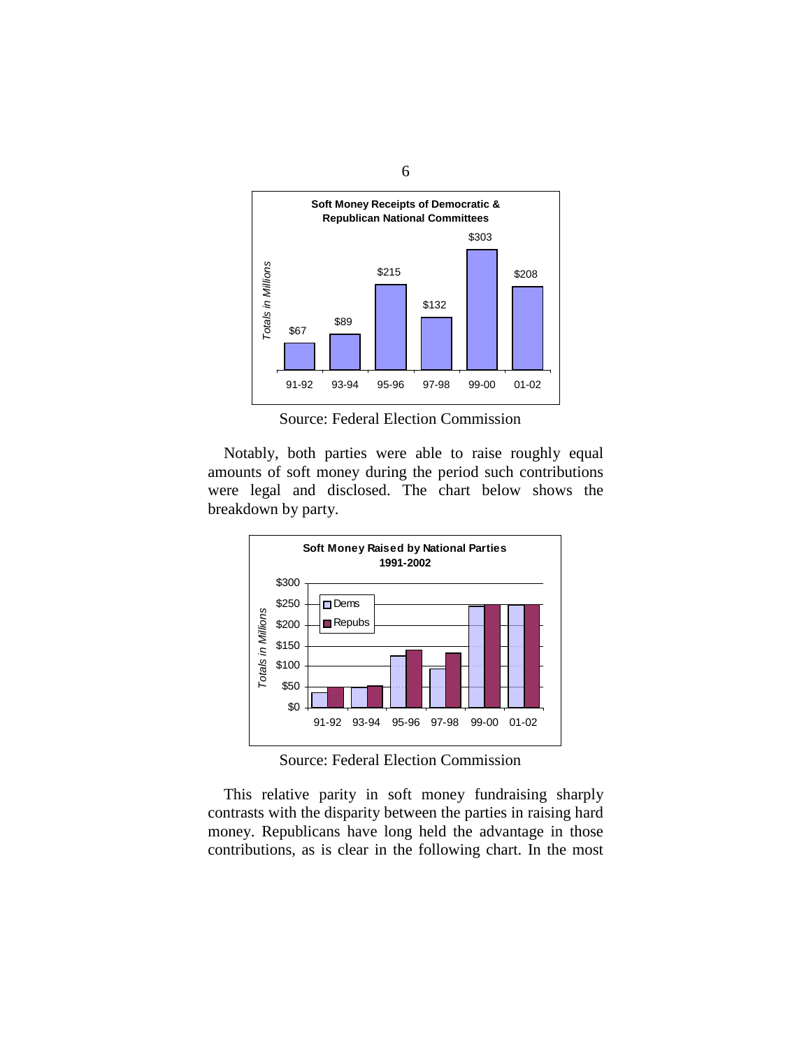**Soft Money Receipts of Democratic & Republican National Committees**

| Period | Totals in Millions |
| --- | --- |
| 91-92 | $67 |
| 93-94 | $89 |
| 95-96 | $215 |
| 97-98 | $132 |
| 99-00 | $303 |
| 01-02 | $208 |

Source: Federal Election Commission

Notably, both parties were able to raise roughly equal amounts of soft money during the period such contributions were legal and disclosed. The chart below shows the breakdown by party.

**Soft Money Raised by National Parties 1991-2002**

Source: Federal Election Commission

This relative parity in soft money fundraising sharply contrasts with the disparity between the parties in raising hard money. Republicans have long held the advantage in those contributions, as is clear in the following chart. In the most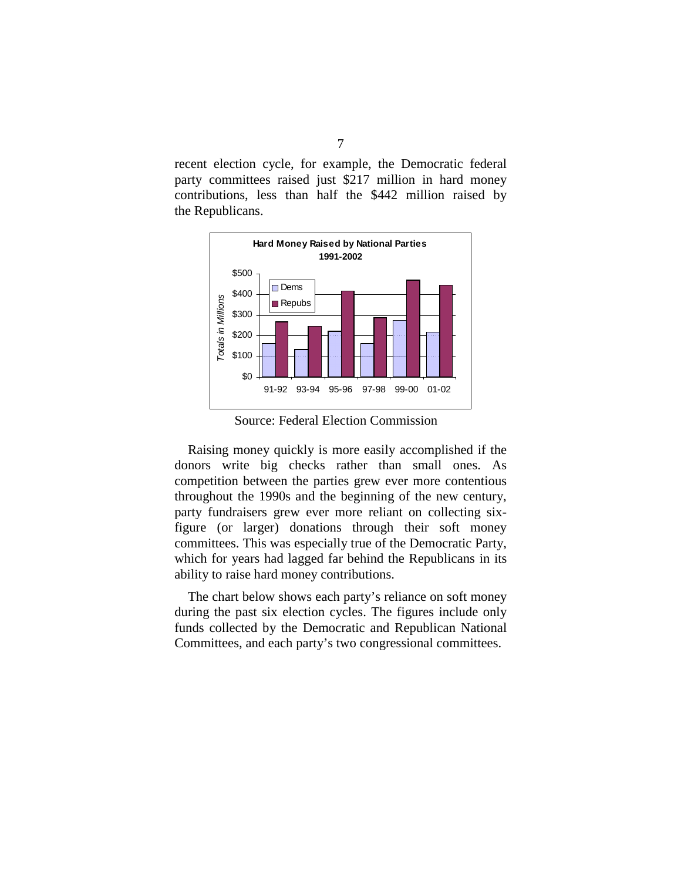recent election cycle, for example, the Democratic federal party committees raised just $217 million in hard money contributions, less than half the $442 million raised by the Republicans.

**Hard Money Raised by National Parties**
**1991-2002**

Source: Federal Election Commission

Raising money quickly is more easily accomplished if the donors write big checks rather than small ones. As competition between the parties grew ever more contentious throughout the 1990s and the beginning of the new century, party fundraisers grew ever more reliant on collecting six-figure (or larger) donations through their soft money committees. This was especially true of the Democratic Party, which for years had lagged far behind the Republicans in its ability to raise hard money contributions.

The chart below shows each party's reliance on soft money during the past six election cycles. The figures include only funds collected by the Democratic and Republican National Committees, and each party's two congressional committees.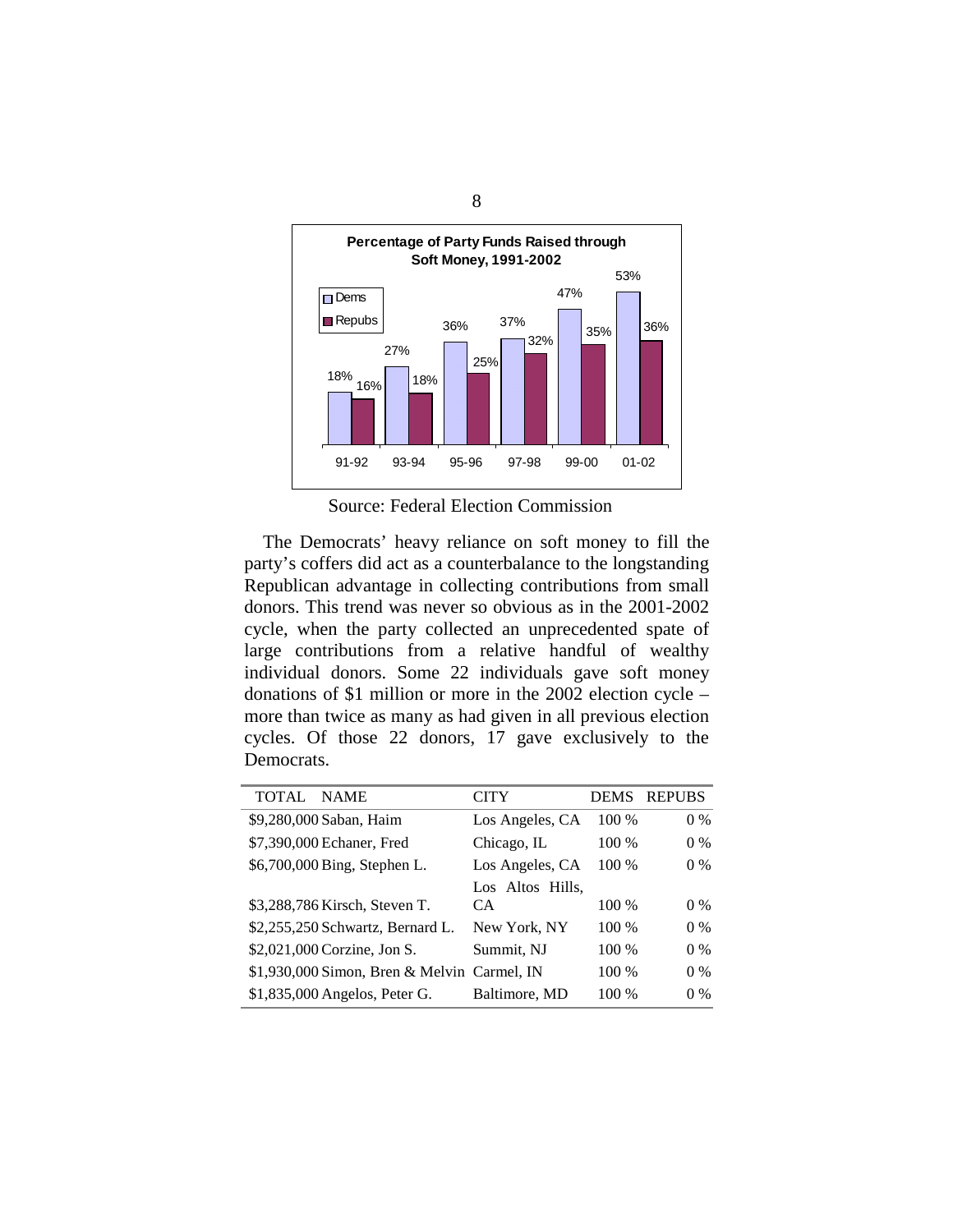**Percentage of Party Funds Raised through Soft Money, 1991-2002**

| | 91-92 | 93-94 | 95-96 | 97-98 | 99-00 | 01-02 |
|---|---|---|---|---|---|---|
| Dems | 18% | 27% | 36% | 37% | 47% | 53% |
| Repubs | 16% | 18% | 25% | 32% | 35% | 36% |

Source: Federal Election Commission

The Democrats' heavy reliance on soft money to fill the party's coffers did act as a counterbalance to the longstanding Republican advantage in collecting contributions from small donors. This trend was never so obvious as in the 2001-2002 cycle, when the party collected an unprecedented spate of large contributions from a relative handful of wealthy individual donors. Some 22 individuals gave soft money donations of $1 million or more in the 2002 election cycle – more than twice as many as had given in all previous election cycles. Of those 22 donors, 17 gave exclusively to the Democrats.

| TOTAL | NAME | CITY | DEMS | REPUBS |
|---|---|---|---|---|
| $9,280,000 | Saban, Haim | Los Angeles, CA | 100 % | 0 % |
| $7,390,000 | Echaner, Fred | Chicago, IL | 100 % | 0 % |
| $6,700,000 | Bing, Stephen L. | Los Angeles, CA | 100 % | 0 % |
| $3,288,786 | Kirsch, Steven T. | Los Altos Hills, CA | 100 % | 0 % |
| $2,255,250 | Schwartz, Bernard L. | New York, NY | 100 % | 0 % |
| $2,021,000 | Corzine, Jon S. | Summit, NJ | 100 % | 0 % |
| $1,930,000 | Simon, Bren & Melvin | Carmel, IN | 100 % | 0 % |
| $1,835,000 | Angelos, Peter G. | Baltimore, MD | 100 % | 0 % |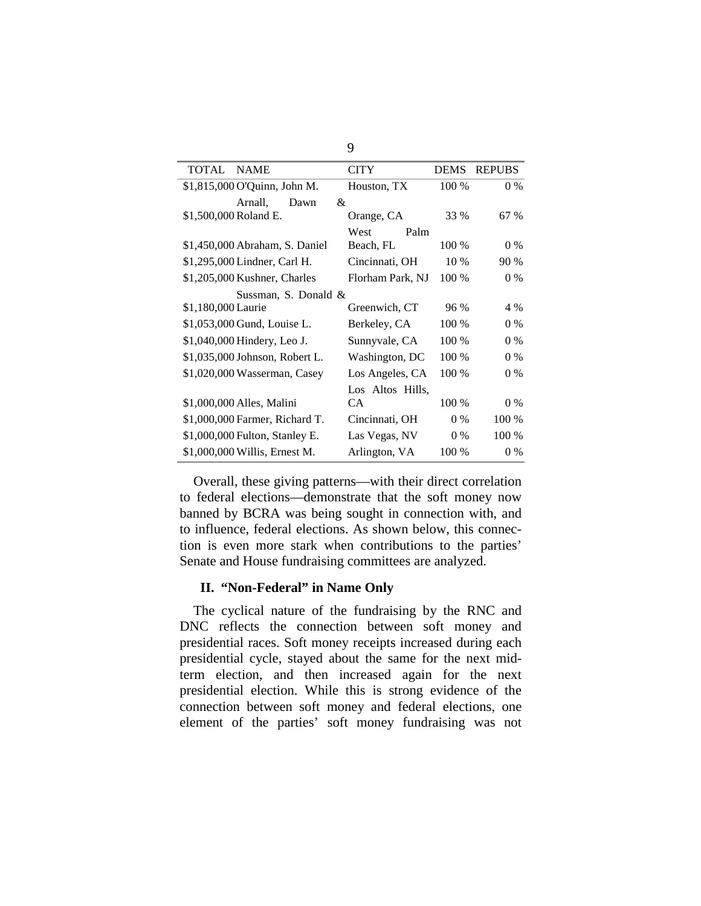| TOTAL | NAME | CITY | DEMS | REPUBS |
|---|---|---|---|---|
| $1,815,000 | O'Quinn, John M. | Houston, TX | 100 % | 0 % |
| $1,500,000 | Arnall, Dawn & Roland E. | Orange, CA | 33 % | 67 % |
| $1,450,000 | Abraham, S. Daniel | West Palm Beach, FL | 100 % | 0 % |
| $1,295,000 | Lindner, Carl H. | Cincinnati, OH | 10 % | 90 % |
| $1,205,000 | Kushner, Charles | Florham Park, NJ | 100 % | 0 % |
| $1,180,000 | Sussman, S. Donald & Laurie | Greenwich, CT | 96 % | 4 % |
| $1,053,000 | Gund, Louise L. | Berkeley, CA | 100 % | 0 % |
| $1,040,000 | Hindery, Leo J. | Sunnyvale, CA | 100 % | 0 % |
| $1,035,000 | Johnson, Robert L. | Washington, DC | 100 % | 0 % |
| $1,020,000 | Wasserman, Casey | Los Angeles, CA | 100 % | 0 % |
| $1,000,000 | Alles, Malini | Los Altos Hills, CA | 100 % | 0 % |
| $1,000,000 | Farmer, Richard T. | Cincinnati, OH | 0 % | 100 % |
| $1,000,000 | Fulton, Stanley E. | Las Vegas, NV | 0 % | 100 % |
| $1,000,000 | Willis, Ernest M. | Arlington, VA | 100 % | 0 % |

Overall, these giving patterns—with their direct correlation to federal elections—demonstrate that the soft money now banned by BCRA was being sought in connection with, and to influence, federal elections. As shown below, this connection is even more stark when contributions to the parties' Senate and House fundraising committees are analyzed.

## II. "Non-Federal" in Name Only

The cyclical nature of the fundraising by the RNC and DNC reflects the connection between soft money and presidential races. Soft money receipts increased during each presidential cycle, stayed about the same for the next mid-term election, and then increased again for the next presidential election. While this is strong evidence of the connection between soft money and federal elections, one element of the parties' soft money fundraising was not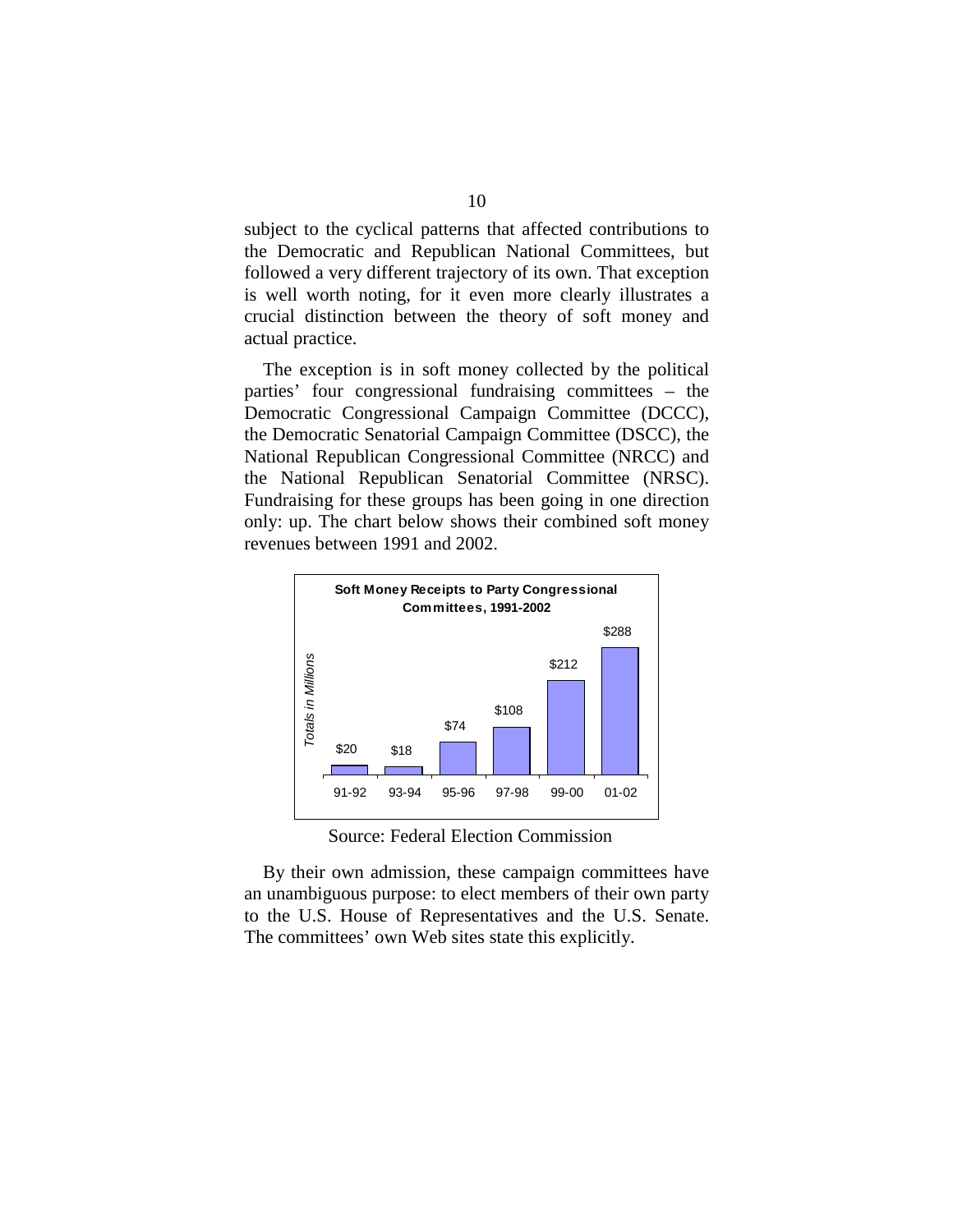subject to the cyclical patterns that affected contributions to the Democratic and Republican National Committees, but followed a very different trajectory of its own. That exception is well worth noting, for it even more clearly illustrates a crucial distinction between the theory of soft money and actual practice.

The exception is in soft money collected by the political parties' four congressional fundraising committees – the Democratic Congressional Campaign Committee (DCCC), the Democratic Senatorial Campaign Committee (DSCC), the National Republican Congressional Committee (NRCC) and the National Republican Senatorial Committee (NRSC). Fundraising for these groups has been going in one direction only: up. The chart below shows their combined soft money revenues between 1991 and 2002.

**Soft Money Receipts to Party Congressional Committees, 1991-2002**

*Totals in Millions*

| 91-92 | 93-94 | 95-96 | 97-98 | 99-00 | 01-02 |
|---|---|---|---|---|---|
| $20 | $18 | $74 | $108 | $212 | $288 |

Source: Federal Election Commission

By their own admission, these campaign committees have an unambiguous purpose: to elect members of their own party to the U.S. House of Representatives and the U.S. Senate. The committees' own Web sites state this explicitly.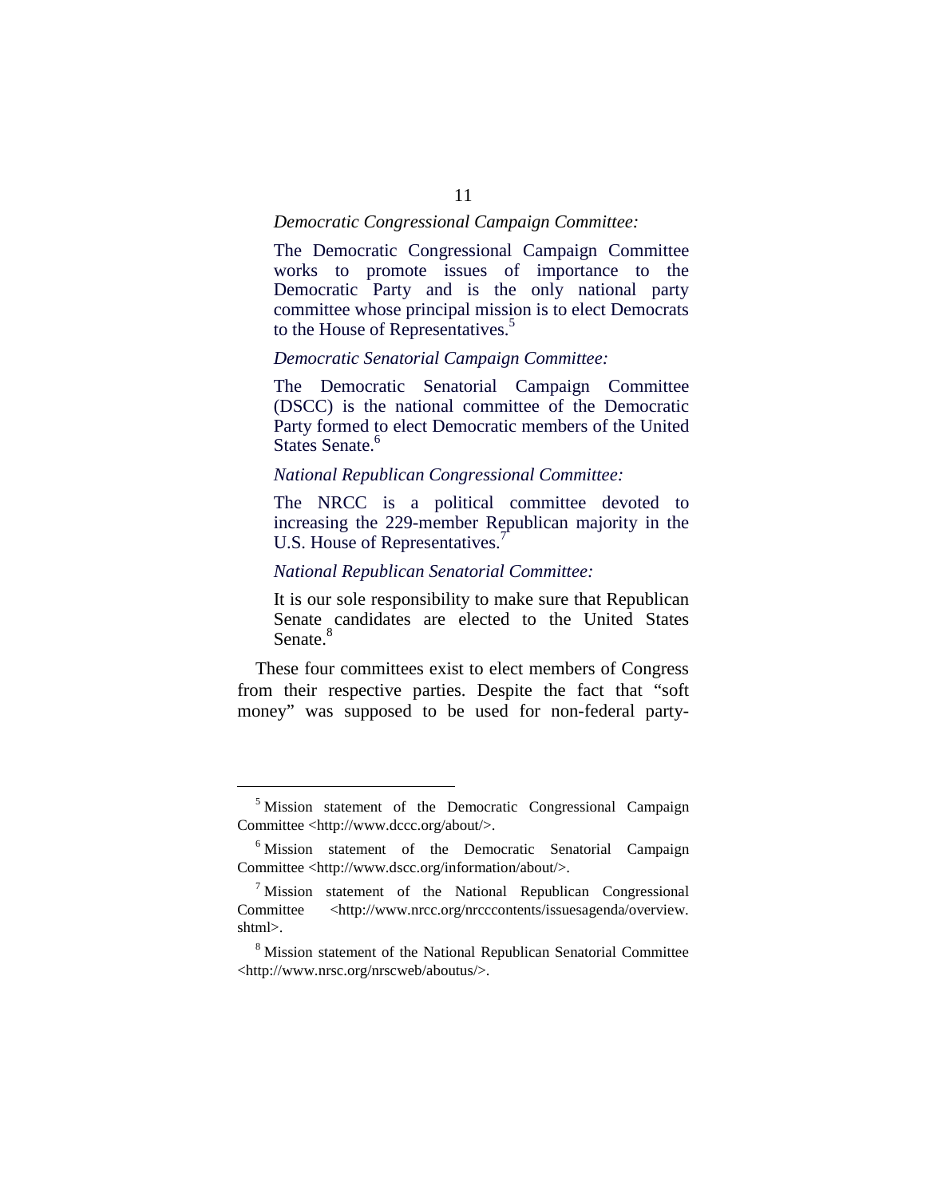> *Democratic Congressional Campaign Committee:*
>
> The Democratic Congressional Campaign Committee works to promote issues of importance to the Democratic Party and is the only national party committee whose principal mission is to elect Democrats to the House of Representatives.[5]
>
> *Democratic Senatorial Campaign Committee:*
>
> The Democratic Senatorial Campaign Committee (DSCC) is the national committee of the Democratic Party formed to elect Democratic members of the United States Senate.[6]
>
> *National Republican Congressional Committee:*
>
> The NRCC is a political committee devoted to increasing the 229-member Republican majority in the U.S. House of Representatives.[7]
>
> *National Republican Senatorial Committee:*
>
> It is our sole responsibility to make sure that Republican Senate candidates are elected to the United States Senate.[8]

These four committees exist to elect members of Congress from their respective parties. Despite the fact that "soft money" was supposed to be used for non-federal party-

---

[5] Mission statement of the Democratic Congressional Campaign Committee <http://www.dccc.org/about/>.

[6] Mission statement of the Democratic Senatorial Campaign Committee <http://www.dscc.org/information/about/>.

[7] Mission statement of the National Republican Congressional Committee <http://www.nrcc.org/nrcccontents/issuesagenda/overview.shtml>.

[8] Mission statement of the National Republican Senatorial Committee <http://www.nrsc.org/nrscweb/aboutus/>.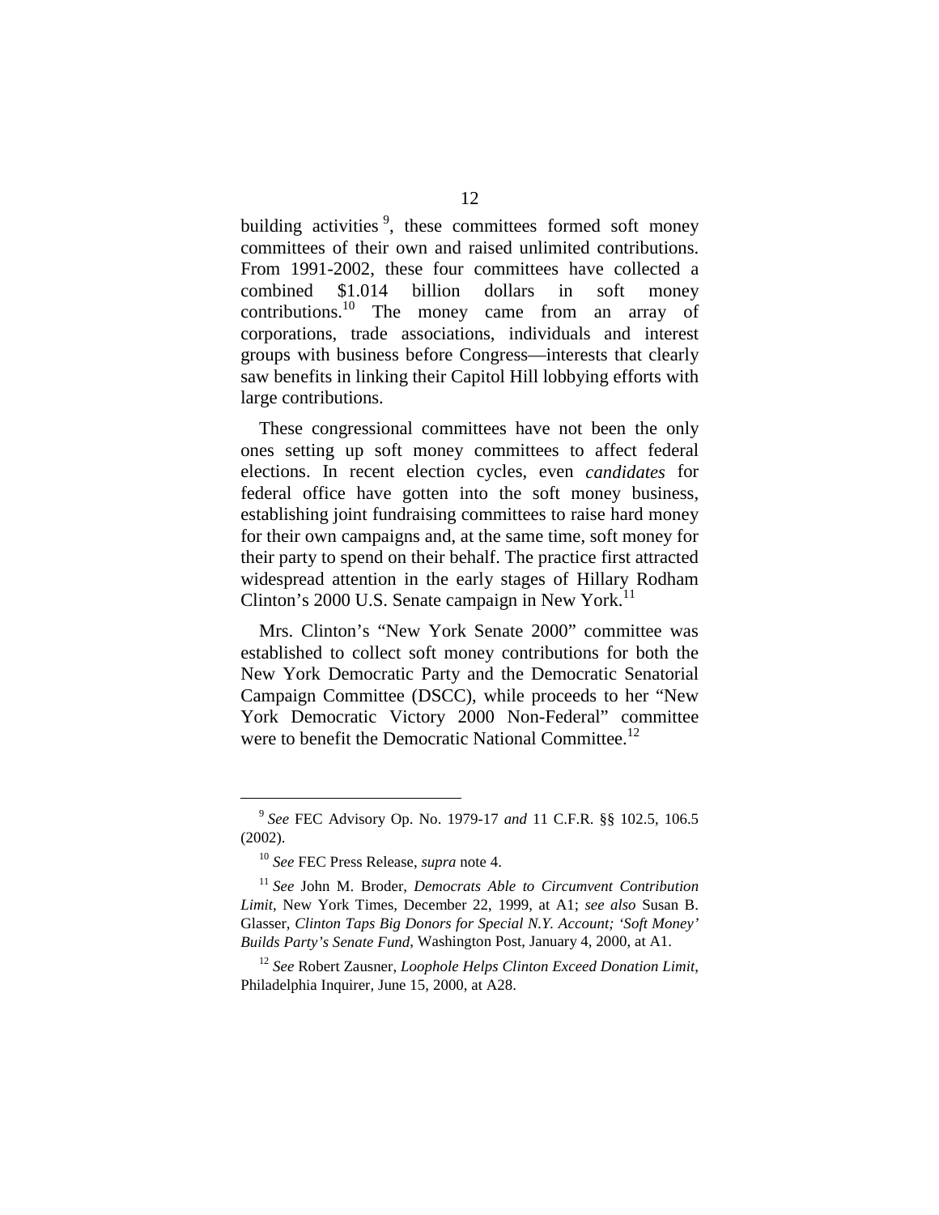building activities[9], these committees formed soft money committees of their own and raised unlimited contributions. From 1991-2002, these four committees have collected a combined $1.014 billion dollars in soft money contributions.[10] The money came from an array of corporations, trade associations, individuals and interest groups with business before Congress—interests that clearly saw benefits in linking their Capitol Hill lobbying efforts with large contributions.

These congressional committees have not been the only ones setting up soft money committees to affect federal elections. In recent election cycles, even *candidates* for federal office have gotten into the soft money business, establishing joint fundraising committees to raise hard money for their own campaigns and, at the same time, soft money for their party to spend on their behalf. The practice first attracted widespread attention in the early stages of Hillary Rodham Clinton's 2000 U.S. Senate campaign in New York.[11]

Mrs. Clinton's "New York Senate 2000" committee was established to collect soft money contributions for both the New York Democratic Party and the Democratic Senatorial Campaign Committee (DSCC), while proceeds to her "New York Democratic Victory 2000 Non-Federal" committee were to benefit the Democratic National Committee.[12]

---

[9] *See* FEC Advisory Op. No. 1979-17 *and* 11 C.F.R. §§ 102.5, 106.5 (2002).

[10] *See* FEC Press Release, *supra* note 4.

[11] *See* John M. Broder, *Democrats Able to Circumvent Contribution Limit*, New York Times, December 22, 1999, at A1; *see also* Susan B. Glasser, *Clinton Taps Big Donors for Special N.Y. Account; 'Soft Money' Builds Party's Senate Fund*, Washington Post, January 4, 2000, at A1.

[12] *See* Robert Zausner, *Loophole Helps Clinton Exceed Donation Limit*, Philadelphia Inquirer, June 15, 2000, at A28.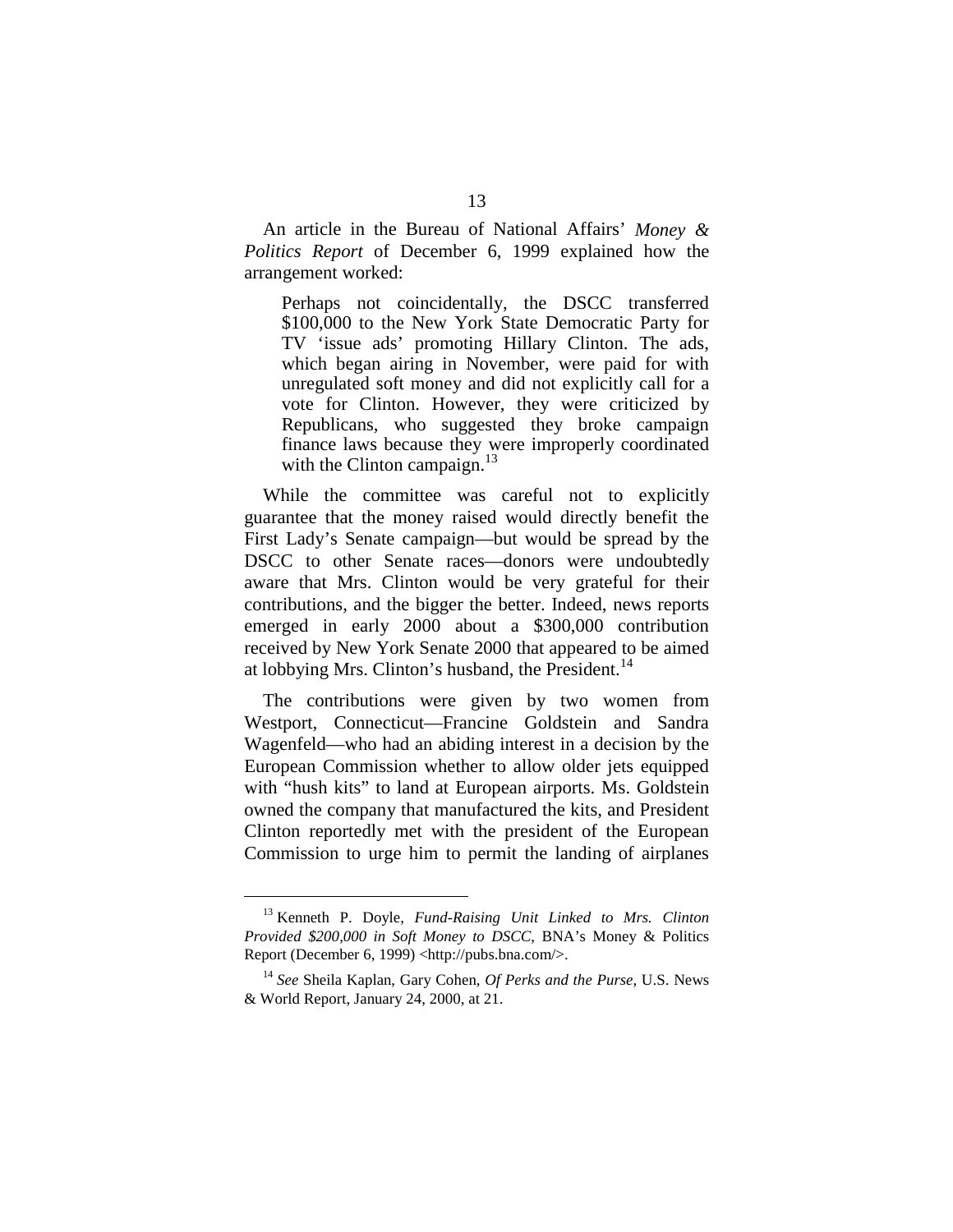An article in the Bureau of National Affairs' *Money & Politics Report* of December 6, 1999 explained how the arrangement worked:

> Perhaps not coincidentally, the DSCC transferred \$100,000 to the New York State Democratic Party for TV 'issue ads' promoting Hillary Clinton. The ads, which began airing in November, were paid for with unregulated soft money and did not explicitly call for a vote for Clinton. However, they were criticized by Republicans, who suggested they broke campaign finance laws because they were improperly coordinated with the Clinton campaign.[13]

While the committee was careful not to explicitly guarantee that the money raised would directly benefit the First Lady's Senate campaign—but would be spread by the DSCC to other Senate races—donors were undoubtedly aware that Mrs. Clinton would be very grateful for their contributions, and the bigger the better. Indeed, news reports emerged in early 2000 about a \$300,000 contribution received by New York Senate 2000 that appeared to be aimed at lobbying Mrs. Clinton's husband, the President.[14]

The contributions were given by two women from Westport, Connecticut—Francine Goldstein and Sandra Wagenfeld—who had an abiding interest in a decision by the European Commission whether to allow older jets equipped with "hush kits" to land at European airports. Ms. Goldstein owned the company that manufactured the kits, and President Clinton reportedly met with the president of the European Commission to urge him to permit the landing of airplanes

---

[13] Kenneth P. Doyle, *Fund-Raising Unit Linked to Mrs. Clinton Provided \$200,000 in Soft Money to DSCC*, BNA's Money & Politics Report (December 6, 1999) <http://pubs.bna.com/>.

[14] *See* Sheila Kaplan, Gary Cohen, *Of Perks and the Purse*, U.S. News & World Report, January 24, 2000, at 21.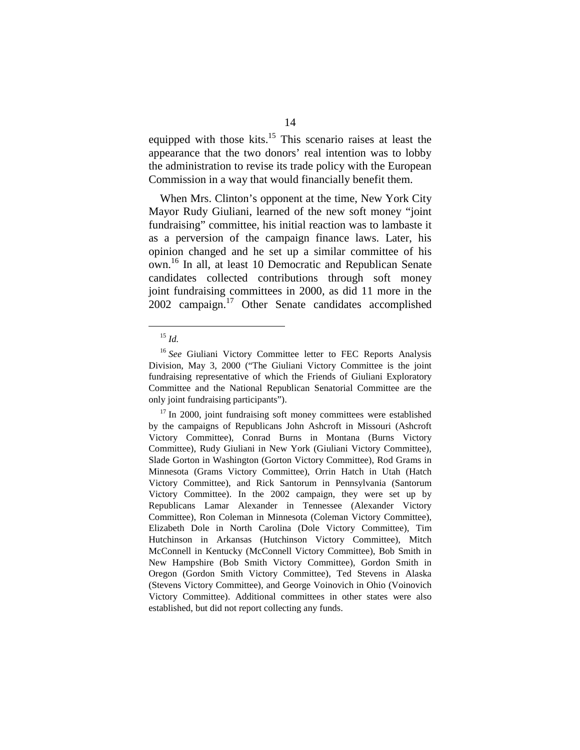equipped with those kits.[15] This scenario raises at least the appearance that the two donors' real intention was to lobby the administration to revise its trade policy with the European Commission in a way that would financially benefit them.

When Mrs. Clinton's opponent at the time, New York City Mayor Rudy Giuliani, learned of the new soft money "joint fundraising" committee, his initial reaction was to lambaste it as a perversion of the campaign finance laws. Later, his opinion changed and he set up a similar committee of his own.[16] In all, at least 10 Democratic and Republican Senate candidates collected contributions through soft money joint fundraising committees in 2000, as did 11 more in the 2002 campaign.[17] Other Senate candidates accomplished

---

[15] *Id.*

[16] *See* Giuliani Victory Committee letter to FEC Reports Analysis Division, May 3, 2000 ("The Giuliani Victory Committee is the joint fundraising representative of which the Friends of Giuliani Exploratory Committee and the National Republican Senatorial Committee are the only joint fundraising participants").

[17] In 2000, joint fundraising soft money committees were established by the campaigns of Republicans John Ashcroft in Missouri (Ashcroft Victory Committee), Conrad Burns in Montana (Burns Victory Committee), Rudy Giuliani in New York (Giuliani Victory Committee), Slade Gorton in Washington (Gorton Victory Committee), Rod Grams in Minnesota (Grams Victory Committee), Orrin Hatch in Utah (Hatch Victory Committee), and Rick Santorum in Pennsylvania (Santorum Victory Committee). In the 2002 campaign, they were set up by Republicans Lamar Alexander in Tennessee (Alexander Victory Committee), Ron Coleman in Minnesota (Coleman Victory Committee), Elizabeth Dole in North Carolina (Dole Victory Committee), Tim Hutchinson in Arkansas (Hutchinson Victory Committee), Mitch McConnell in Kentucky (McConnell Victory Committee), Bob Smith in New Hampshire (Bob Smith Victory Committee), Gordon Smith in Oregon (Gordon Smith Victory Committee), Ted Stevens in Alaska (Stevens Victory Committee), and George Voinovich in Ohio (Voinovich Victory Committee). Additional committees in other states were also established, but did not report collecting any funds.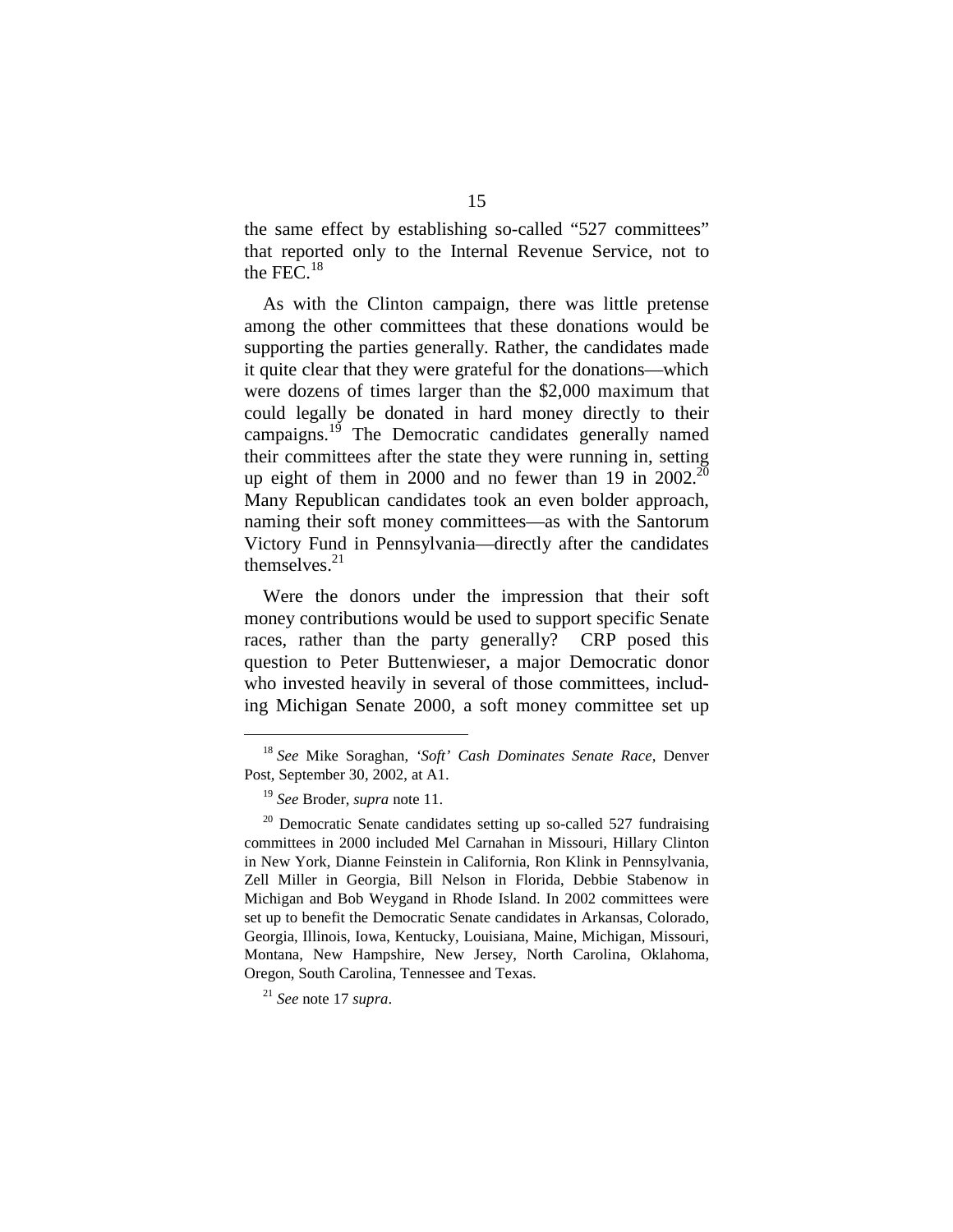the same effect by establishing so-called "527 committees" that reported only to the Internal Revenue Service, not to the FEC.[18]

As with the Clinton campaign, there was little pretense among the other committees that these donations would be supporting the parties generally. Rather, the candidates made it quite clear that they were grateful for the donations—which were dozens of times larger than the $2,000 maximum that could legally be donated in hard money directly to their campaigns.[19] The Democratic candidates generally named their committees after the state they were running in, setting up eight of them in 2000 and no fewer than 19 in 2002.[20] Many Republican candidates took an even bolder approach, naming their soft money committees—as with the Santorum Victory Fund in Pennsylvania—directly after the candidates themselves.[21]

Were the donors under the impression that their soft money contributions would be used to support specific Senate races, rather than the party generally? CRP posed this question to Peter Buttenwieser, a major Democratic donor who invested heavily in several of those committees, including Michigan Senate 2000, a soft money committee set up

---

[18] *See* Mike Soraghan, *'Soft' Cash Dominates Senate Race*, Denver Post, September 30, 2002, at A1.

[19] *See* Broder, *supra* note 11.

[20] Democratic Senate candidates setting up so-called 527 fundraising committees in 2000 included Mel Carnahan in Missouri, Hillary Clinton in New York, Dianne Feinstein in California, Ron Klink in Pennsylvania, Zell Miller in Georgia, Bill Nelson in Florida, Debbie Stabenow in Michigan and Bob Weygand in Rhode Island. In 2002 committees were set up to benefit the Democratic Senate candidates in Arkansas, Colorado, Georgia, Illinois, Iowa, Kentucky, Louisiana, Maine, Michigan, Missouri, Montana, New Hampshire, New Jersey, North Carolina, Oklahoma, Oregon, South Carolina, Tennessee and Texas.

[21] *See* note 17 *supra*.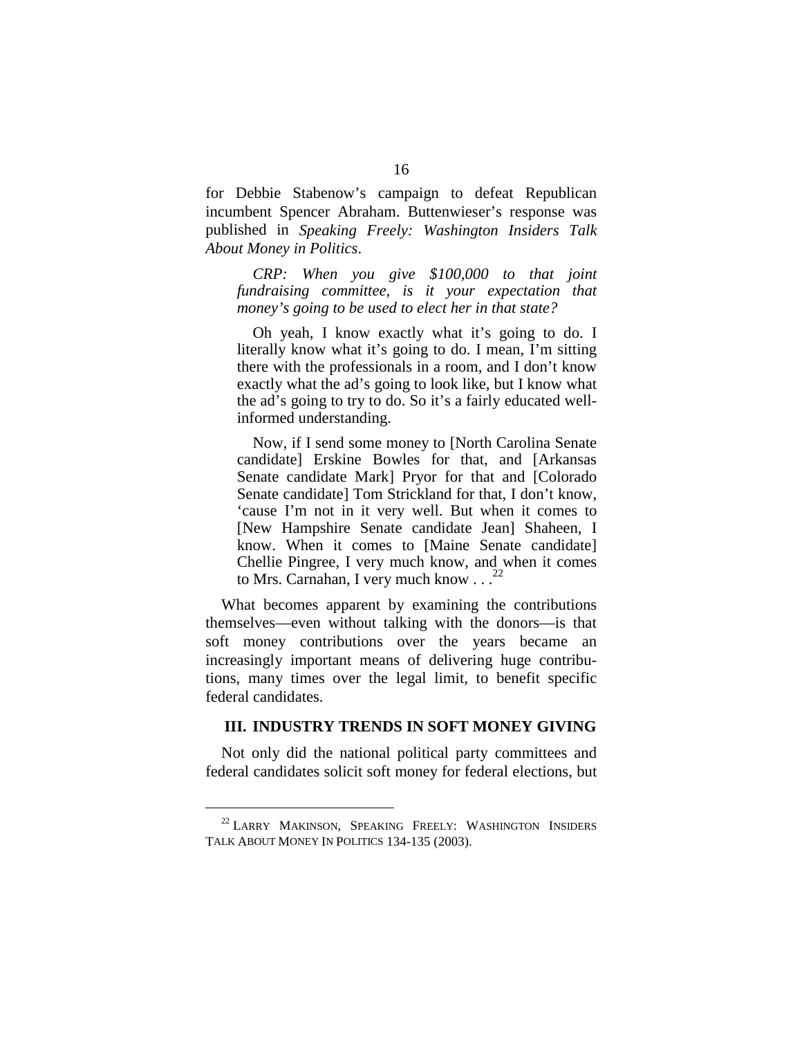for Debbie Stabenow's campaign to defeat Republican incumbent Spencer Abraham. Buttenwieser's response was published in *Speaking Freely: Washington Insiders Talk About Money in Politics*.

> *CRP: When you give $100,000 to that joint fundraising committee, is it your expectation that money's going to be used to elect her in that state?*
>
> Oh yeah, I know exactly what it's going to do. I literally know what it's going to do. I mean, I'm sitting there with the professionals in a room, and I don't know exactly what the ad's going to look like, but I know what the ad's going to try to do. So it's a fairly educated well-informed understanding.
>
> Now, if I send some money to [North Carolina Senate candidate] Erskine Bowles for that, and [Arkansas Senate candidate Mark] Pryor for that and [Colorado Senate candidate] Tom Strickland for that, I don't know, 'cause I'm not in it very well. But when it comes to [New Hampshire Senate candidate Jean] Shaheen, I know. When it comes to [Maine Senate candidate] Chellie Pingree, I very much know, and when it comes to Mrs. Carnahan, I very much know . . .[22]

What becomes apparent by examining the contributions themselves—even without talking with the donors—is that soft money contributions over the years became an increasingly important means of delivering huge contributions, many times over the legal limit, to benefit specific federal candidates.

## III. INDUSTRY TRENDS IN SOFT MONEY GIVING

Not only did the national political party committees and federal candidates solicit soft money for federal elections, but

---

[22] LARRY MAKINSON, SPEAKING FREELY: WASHINGTON INSIDERS TALK ABOUT MONEY IN POLITICS 134-135 (2003).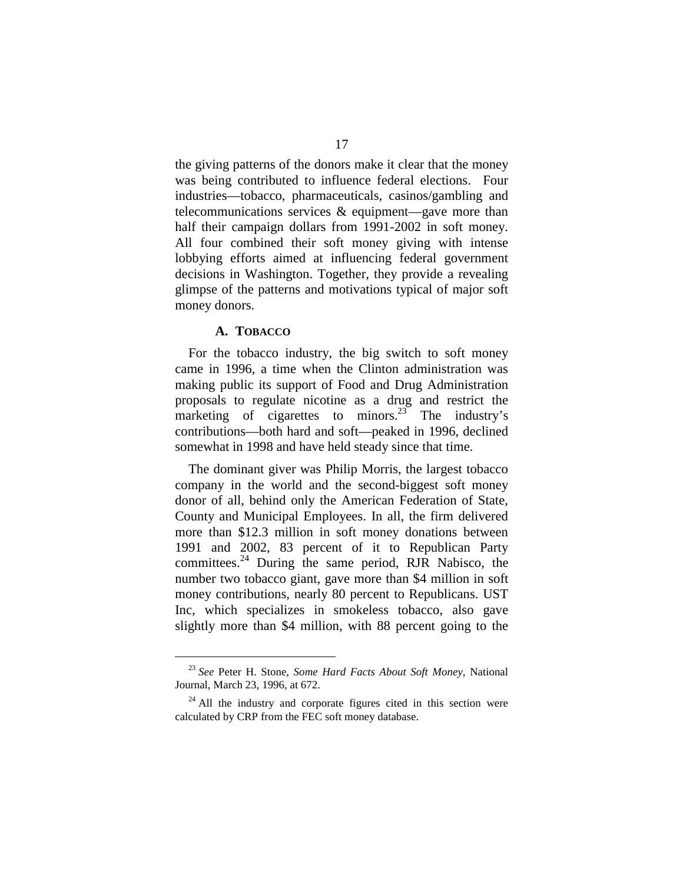the giving patterns of the donors make it clear that the money was being contributed to influence federal elections. Four industries—tobacco, pharmaceuticals, casinos/gambling and telecommunications services & equipment—gave more than half their campaign dollars from 1991-2002 in soft money. All four combined their soft money giving with intense lobbying efforts aimed at influencing federal government decisions in Washington. Together, they provide a revealing glimpse of the patterns and motivations typical of major soft money donors.

### A. TOBACCO

For the tobacco industry, the big switch to soft money came in 1996, a time when the Clinton administration was making public its support of Food and Drug Administration proposals to regulate nicotine as a drug and restrict the marketing of cigarettes to minors.[23] The industry's contributions—both hard and soft—peaked in 1996, declined somewhat in 1998 and have held steady since that time.

The dominant giver was Philip Morris, the largest tobacco company in the world and the second-biggest soft money donor of all, behind only the American Federation of State, County and Municipal Employees. In all, the firm delivered more than $12.3 million in soft money donations between 1991 and 2002, 83 percent of it to Republican Party committees.[24] During the same period, RJR Nabisco, the number two tobacco giant, gave more than $4 million in soft money contributions, nearly 80 percent to Republicans. UST Inc, which specializes in smokeless tobacco, also gave slightly more than $4 million, with 88 percent going to the

---

[23] *See* Peter H. Stone, *Some Hard Facts About Soft Money*, National Journal, March 23, 1996, at 672.

[24] All the industry and corporate figures cited in this section were calculated by CRP from the FEC soft money database.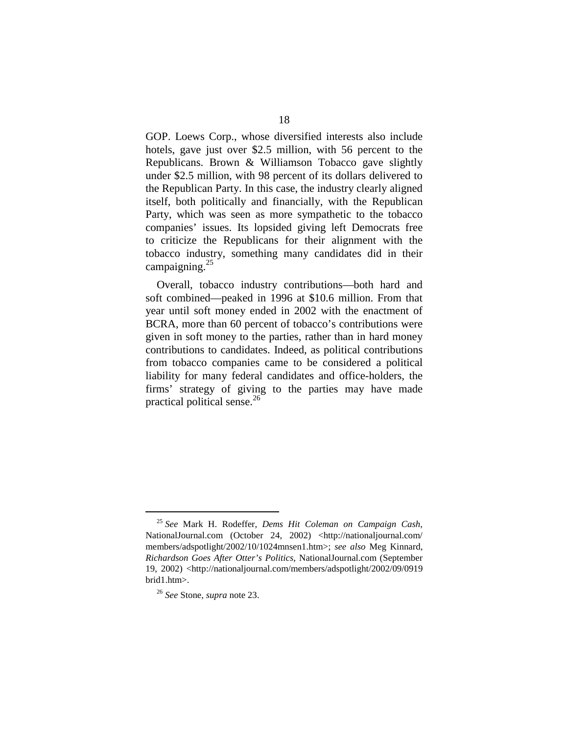GOP. Loews Corp., whose diversified interests also include hotels, gave just over $2.5 million, with 56 percent to the Republicans. Brown & Williamson Tobacco gave slightly under $2.5 million, with 98 percent of its dollars delivered to the Republican Party. In this case, the industry clearly aligned itself, both politically and financially, with the Republican Party, which was seen as more sympathetic to the tobacco companies' issues. Its lopsided giving left Democrats free to criticize the Republicans for their alignment with the tobacco industry, something many candidates did in their campaigning.[25]

Overall, tobacco industry contributions—both hard and soft combined—peaked in 1996 at $10.6 million. From that year until soft money ended in 2002 with the enactment of BCRA, more than 60 percent of tobacco's contributions were given in soft money to the parties, rather than in hard money contributions to candidates. Indeed, as political contributions from tobacco companies came to be considered a political liability for many federal candidates and office-holders, the firms' strategy of giving to the parties may have made practical political sense.[26]

---

[25] *See* Mark H. Rodeffer, *Dems Hit Coleman on Campaign Cash*, NationalJournal.com (October 24, 2002) <http://nationaljournal.com/members/adspotlight/2002/10/1024mnsen1.htm>; *see also* Meg Kinnard, *Richardson Goes After Otter's Politics*, NationalJournal.com (September 19, 2002) <http://nationaljournal.com/members/adspotlight/2002/09/0919brid1.htm>.

[26] *See* Stone, *supra* note 23.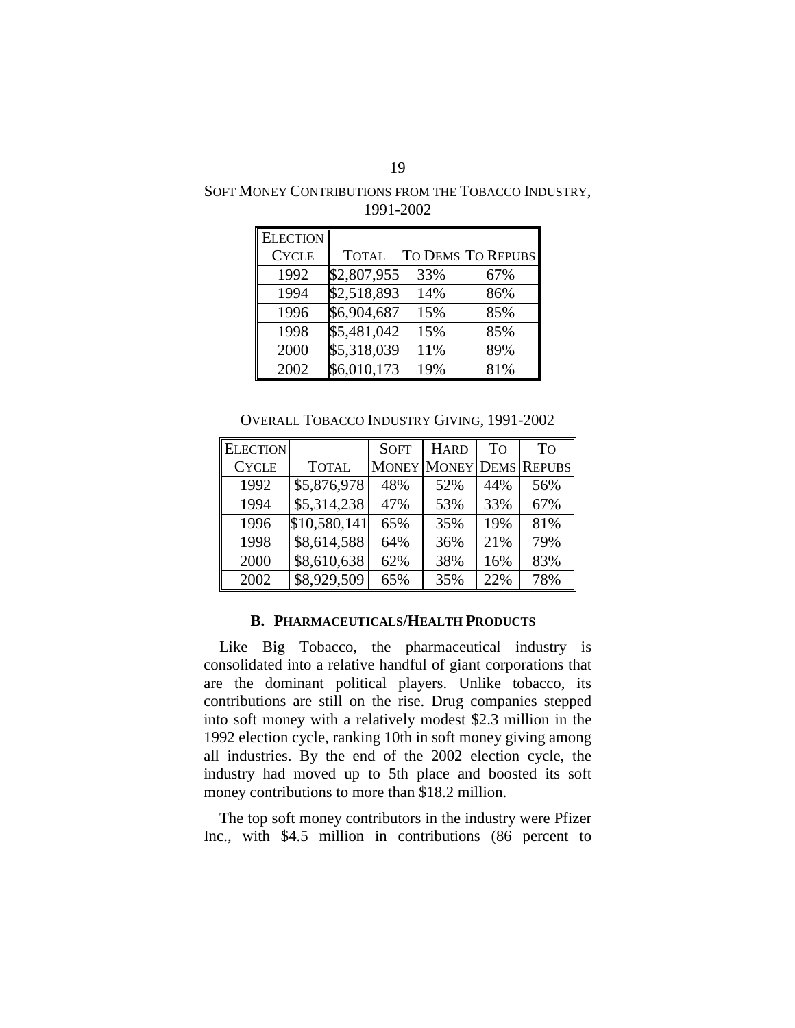SOFT MONEY CONTRIBUTIONS FROM THE TOBACCO INDUSTRY, 1991-2002

| ELECTION CYCLE | TOTAL | TO DEMS | TO REPUBS |
|---|---|---|---|
| 1992 | $2,807,955 | 33% | 67% |
| 1994 | $2,518,893 | 14% | 86% |
| 1996 | $6,904,687 | 15% | 85% |
| 1998 | $5,481,042 | 15% | 85% |
| 2000 | $5,318,039 | 11% | 89% |
| 2002 | $6,010,173 | 19% | 81% |

OVERALL TOBACCO INDUSTRY GIVING, 1991-2002

| ELECTION CYCLE | TOTAL | SOFT MONEY | HARD MONEY | TO DEMS | TO REPUBS |
|---|---|---|---|---|---|
| 1992 | $5,876,978 | 48% | 52% | 44% | 56% |
| 1994 | $5,314,238 | 47% | 53% | 33% | 67% |
| 1996 | $10,580,141 | 65% | 35% | 19% | 81% |
| 1998 | $8,614,588 | 64% | 36% | 21% | 79% |
| 2000 | $8,610,638 | 62% | 38% | 16% | 83% |
| 2002 | $8,929,509 | 65% | 35% | 22% | 78% |

### B. PHARMACEUTICALS/HEALTH PRODUCTS

Like Big Tobacco, the pharmaceutical industry is consolidated into a relative handful of giant corporations that are the dominant political players. Unlike tobacco, its contributions are still on the rise. Drug companies stepped into soft money with a relatively modest $2.3 million in the 1992 election cycle, ranking 10th in soft money giving among all industries. By the end of the 2002 election cycle, the industry had moved up to 5th place and boosted its soft money contributions to more than $18.2 million.

The top soft money contributors in the industry were Pfizer Inc., with $4.5 million in contributions (86 percent to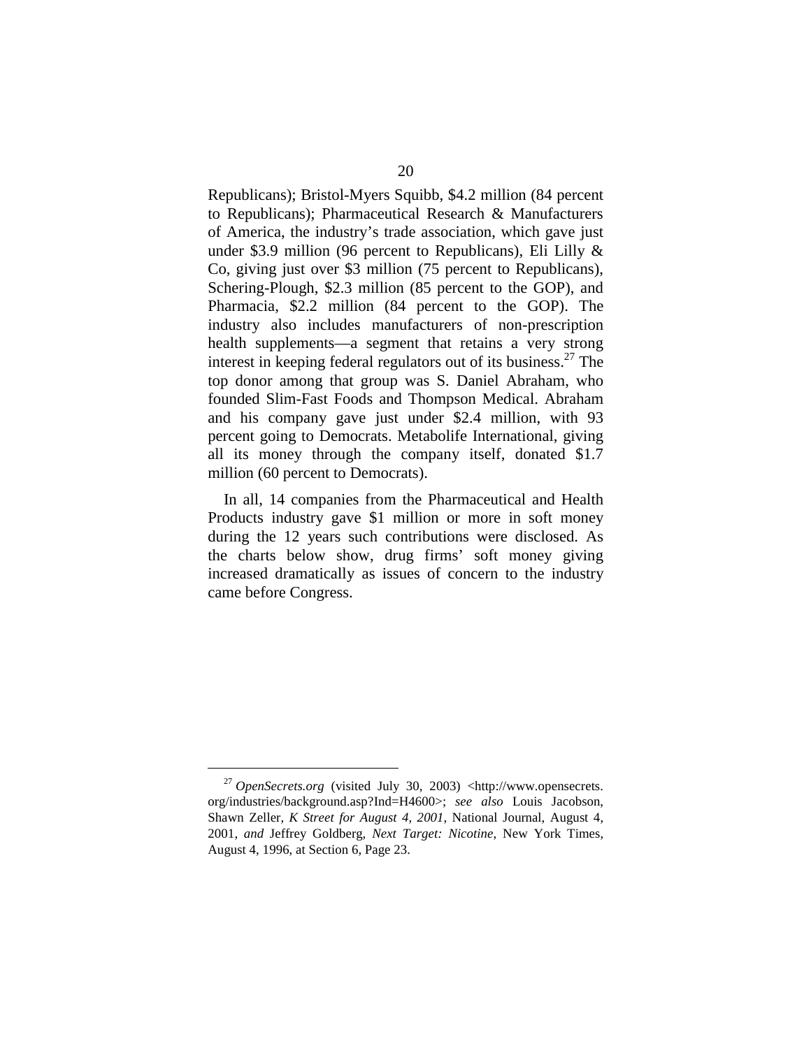Republicans); Bristol-Myers Squibb, $4.2 million (84 percent to Republicans); Pharmaceutical Research & Manufacturers of America, the industry's trade association, which gave just under $3.9 million (96 percent to Republicans), Eli Lilly & Co, giving just over $3 million (75 percent to Republicans), Schering-Plough, $2.3 million (85 percent to the GOP), and Pharmacia, $2.2 million (84 percent to the GOP). The industry also includes manufacturers of non-prescription health supplements—a segment that retains a very strong interest in keeping federal regulators out of its business.[27] The top donor among that group was S. Daniel Abraham, who founded Slim-Fast Foods and Thompson Medical. Abraham and his company gave just under $2.4 million, with 93 percent going to Democrats. Metabolife International, giving all its money through the company itself, donated $1.7 million (60 percent to Democrats).

In all, 14 companies from the Pharmaceutical and Health Products industry gave $1 million or more in soft money during the 12 years such contributions were disclosed. As the charts below show, drug firms' soft money giving increased dramatically as issues of concern to the industry came before Congress.

---

[27] *OpenSecrets.org* (visited July 30, 2003) <http://www.opensecrets.org/industries/background.asp?Ind=H4600>; *see also* Louis Jacobson, Shawn Zeller, *K Street for August 4, 2001*, National Journal, August 4, 2001, *and* Jeffrey Goldberg, *Next Target: Nicotine*, New York Times, August 4, 1996, at Section 6, Page 23.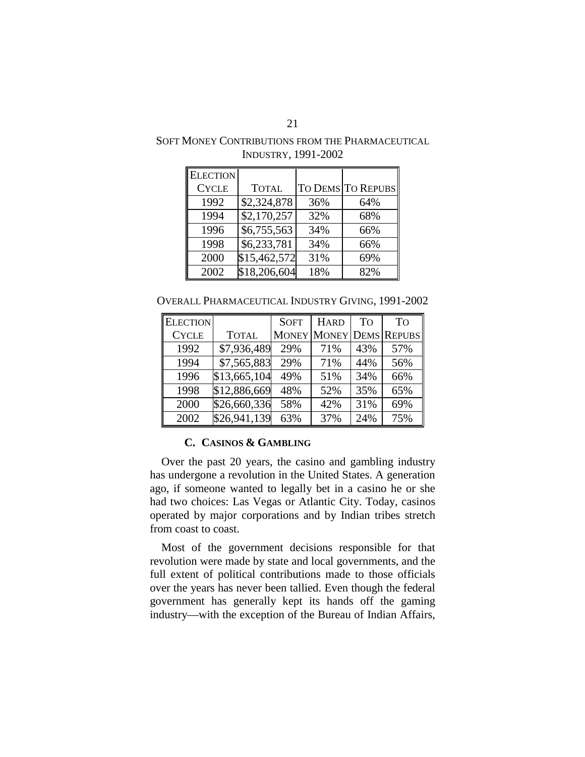SOFT MONEY CONTRIBUTIONS FROM THE PHARMACEUTICAL INDUSTRY, 1991-2002

| ELECTION CYCLE | TOTAL | TO DEMS | TO REPUBS |
|---|---|---|---|
| 1992 | $2,324,878 | 36% | 64% |
| 1994 | $2,170,257 | 32% | 68% |
| 1996 | $6,755,563 | 34% | 66% |
| 1998 | $6,233,781 | 34% | 66% |
| 2000 | $15,462,572 | 31% | 69% |
| 2002 | $18,206,604 | 18% | 82% |

OVERALL PHARMACEUTICAL INDUSTRY GIVING, 1991-2002

| ELECTION CYCLE | TOTAL | SOFT MONEY | HARD MONEY | TO DEMS | TO REPUBS |
|---|---|---|---|---|---|
| 1992 | $7,936,489 | 29% | 71% | 43% | 57% |
| 1994 | $7,565,883 | 29% | 71% | 44% | 56% |
| 1996 | $13,665,104 | 49% | 51% | 34% | 66% |
| 1998 | $12,886,669 | 48% | 52% | 35% | 65% |
| 2000 | $26,660,336 | 58% | 42% | 31% | 69% |
| 2002 | $26,941,139 | 63% | 37% | 24% | 75% |

### C. CASINOS & GAMBLING

Over the past 20 years, the casino and gambling industry has undergone a revolution in the United States. A generation ago, if someone wanted to legally bet in a casino he or she had two choices: Las Vegas or Atlantic City. Today, casinos operated by major corporations and by Indian tribes stretch from coast to coast.

Most of the government decisions responsible for that revolution were made by state and local governments, and the full extent of political contributions made to those officials over the years has never been tallied. Even though the federal government has generally kept its hands off the gaming industry—with the exception of the Bureau of Indian Affairs,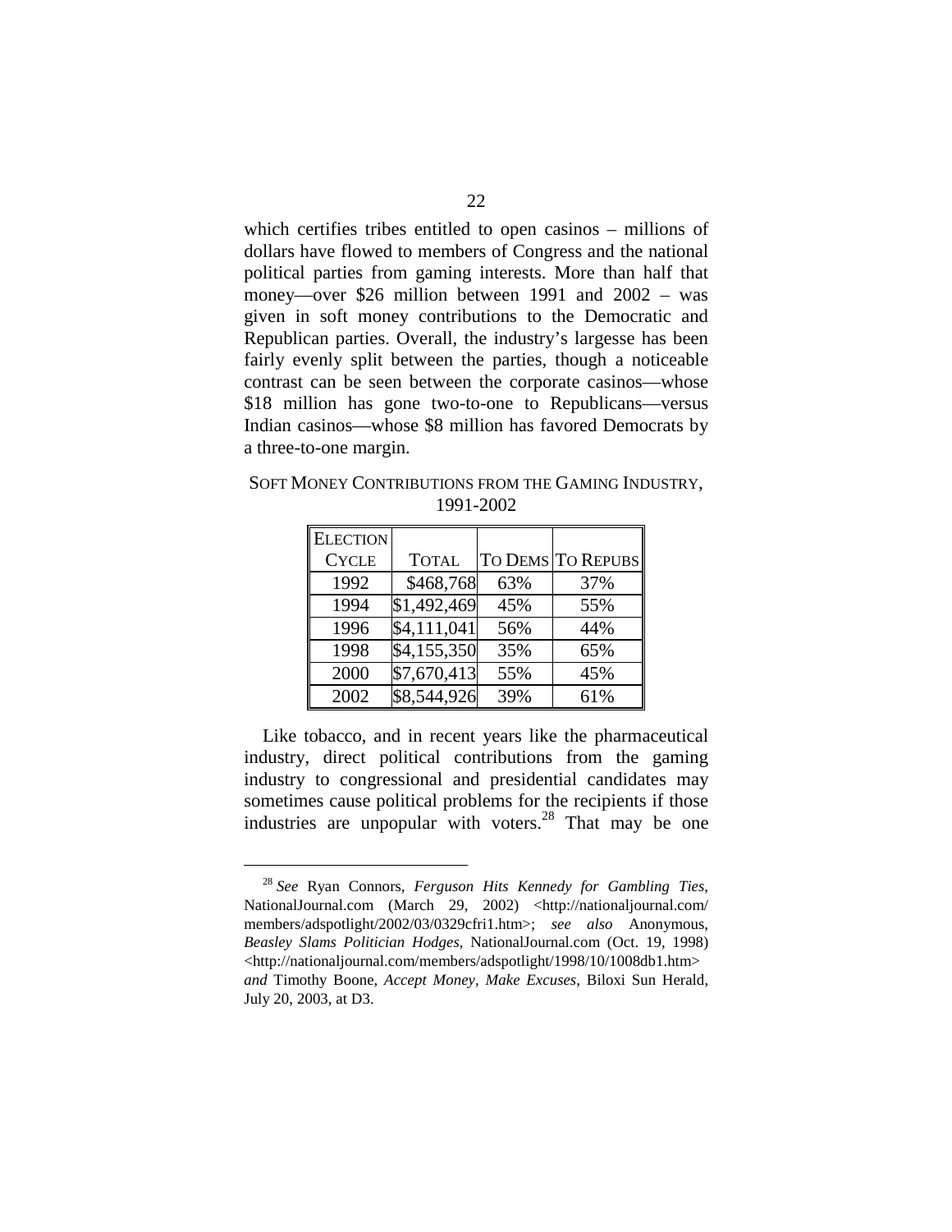which certifies tribes entitled to open casinos – millions of dollars have flowed to members of Congress and the national political parties from gaming interests. More than half that money—over $26 million between 1991 and 2002 – was given in soft money contributions to the Democratic and Republican parties. Overall, the industry's largesse has been fairly evenly split between the parties, though a noticeable contrast can be seen between the corporate casinos—whose $18 million has gone two-to-one to Republicans—versus Indian casinos—whose $8 million has favored Democrats by a three-to-one margin.

SOFT MONEY CONTRIBUTIONS FROM THE GAMING INDUSTRY, 1991-2002

| ELECTION CYCLE | TOTAL | TO DEMS | TO REPUBS |
|---|---|---|---|
| 1992 | $468,768 | 63% | 37% |
| 1994 | $1,492,469 | 45% | 55% |
| 1996 | $4,111,041 | 56% | 44% |
| 1998 | $4,155,350 | 35% | 65% |
| 2000 | $7,670,413 | 55% | 45% |
| 2002 | $8,544,926 | 39% | 61% |

Like tobacco, and in recent years like the pharmaceutical industry, direct political contributions from the gaming industry to congressional and presidential candidates may sometimes cause political problems for the recipients if those industries are unpopular with voters.[28] That may be one

[28] *See* Ryan Connors, *Ferguson Hits Kennedy for Gambling Ties*, NationalJournal.com (March 29, 2002) <http://nationaljournal.com/members/adspotlight/2002/03/0329cfri1.htm>; *see also* Anonymous, *Beasley Slams Politician Hodges*, NationalJournal.com (Oct. 19, 1998) <http://nationaljournal.com/members/adspotlight/1998/10/1008db1.htm> *and* Timothy Boone, *Accept Money, Make Excuses*, Biloxi Sun Herald, July 20, 2003, at D3.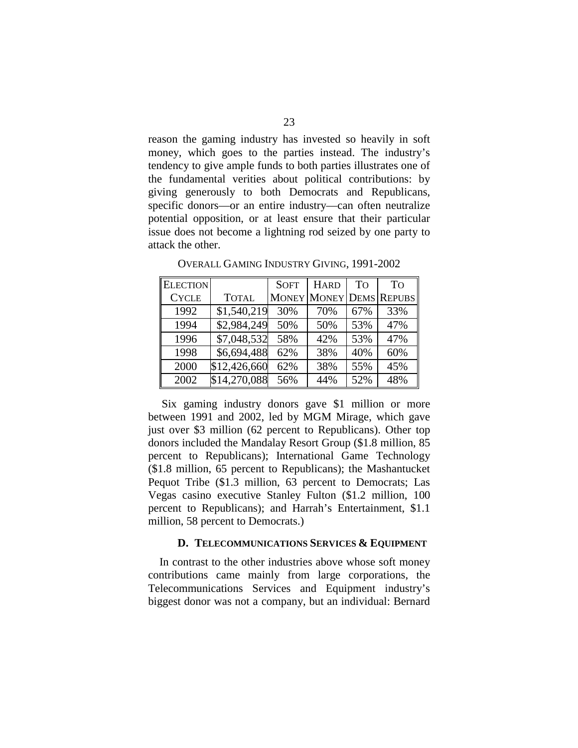reason the gaming industry has invested so heavily in soft money, which goes to the parties instead. The industry's tendency to give ample funds to both parties illustrates one of the fundamental verities about political contributions: by giving generously to both Democrats and Republicans, specific donors—or an entire industry—can often neutralize potential opposition, or at least ensure that their particular issue does not become a lightning rod seized by one party to attack the other.

OVERALL GAMING INDUSTRY GIVING, 1991-2002

| ELECTION CYCLE | TOTAL | SOFT MONEY | HARD MONEY | TO DEMS | TO REPUBS |
|---|---|---|---|---|---|
| 1992 | $1,540,219 | 30% | 70% | 67% | 33% |
| 1994 | $2,984,249 | 50% | 50% | 53% | 47% |
| 1996 | $7,048,532 | 58% | 42% | 53% | 47% |
| 1998 | $6,694,488 | 62% | 38% | 40% | 60% |
| 2000 | $12,426,660 | 62% | 38% | 55% | 45% |
| 2002 | $14,270,088 | 56% | 44% | 52% | 48% |

Six gaming industry donors gave $1 million or more between 1991 and 2002, led by MGM Mirage, which gave just over $3 million (62 percent to Republicans). Other top donors included the Mandalay Resort Group ($1.8 million, 85 percent to Republicans); International Game Technology ($1.8 million, 65 percent to Republicans); the Mashantucket Pequot Tribe ($1.3 million, 63 percent to Democrats; Las Vegas casino executive Stanley Fulton ($1.2 million, 100 percent to Republicans); and Harrah's Entertainment, $1.1 million, 58 percent to Democrats.)

### D. TELECOMMUNICATIONS SERVICES & EQUIPMENT

In contrast to the other industries above whose soft money contributions came mainly from large corporations, the Telecommunications Services and Equipment industry's biggest donor was not a company, but an individual: Bernard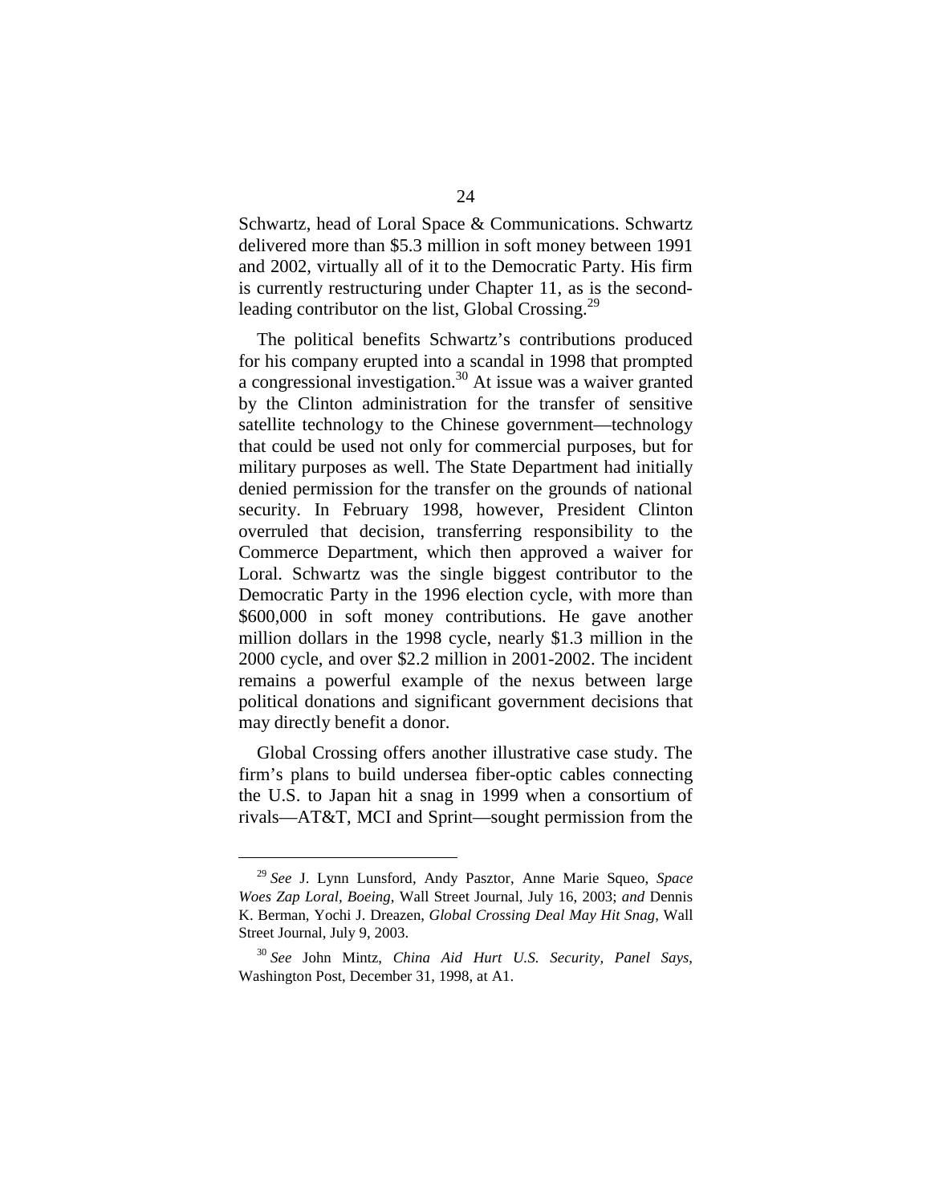Schwartz, head of Loral Space & Communications. Schwartz delivered more than $5.3 million in soft money between 1991 and 2002, virtually all of it to the Democratic Party. His firm is currently restructuring under Chapter 11, as is the second-leading contributor on the list, Global Crossing.[29]

The political benefits Schwartz's contributions produced for his company erupted into a scandal in 1998 that prompted a congressional investigation.[30] At issue was a waiver granted by the Clinton administration for the transfer of sensitive satellite technology to the Chinese government—technology that could be used not only for commercial purposes, but for military purposes as well. The State Department had initially denied permission for the transfer on the grounds of national security. In February 1998, however, President Clinton overruled that decision, transferring responsibility to the Commerce Department, which then approved a waiver for Loral. Schwartz was the single biggest contributor to the Democratic Party in the 1996 election cycle, with more than $600,000 in soft money contributions. He gave another million dollars in the 1998 cycle, nearly $1.3 million in the 2000 cycle, and over $2.2 million in 2001-2002. The incident remains a powerful example of the nexus between large political donations and significant government decisions that may directly benefit a donor.

Global Crossing offers another illustrative case study. The firm's plans to build undersea fiber-optic cables connecting the U.S. to Japan hit a snag in 1999 when a consortium of rivals—AT&T, MCI and Sprint—sought permission from the

---

[29] *See* J. Lynn Lunsford, Andy Pasztor, Anne Marie Squeo, *Space Woes Zap Loral, Boeing*, Wall Street Journal, July 16, 2003; *and* Dennis K. Berman, Yochi J. Dreazen, *Global Crossing Deal May Hit Snag*, Wall Street Journal, July 9, 2003.

[30] *See* John Mintz, *China Aid Hurt U.S. Security, Panel Says*, Washington Post, December 31, 1998, at A1.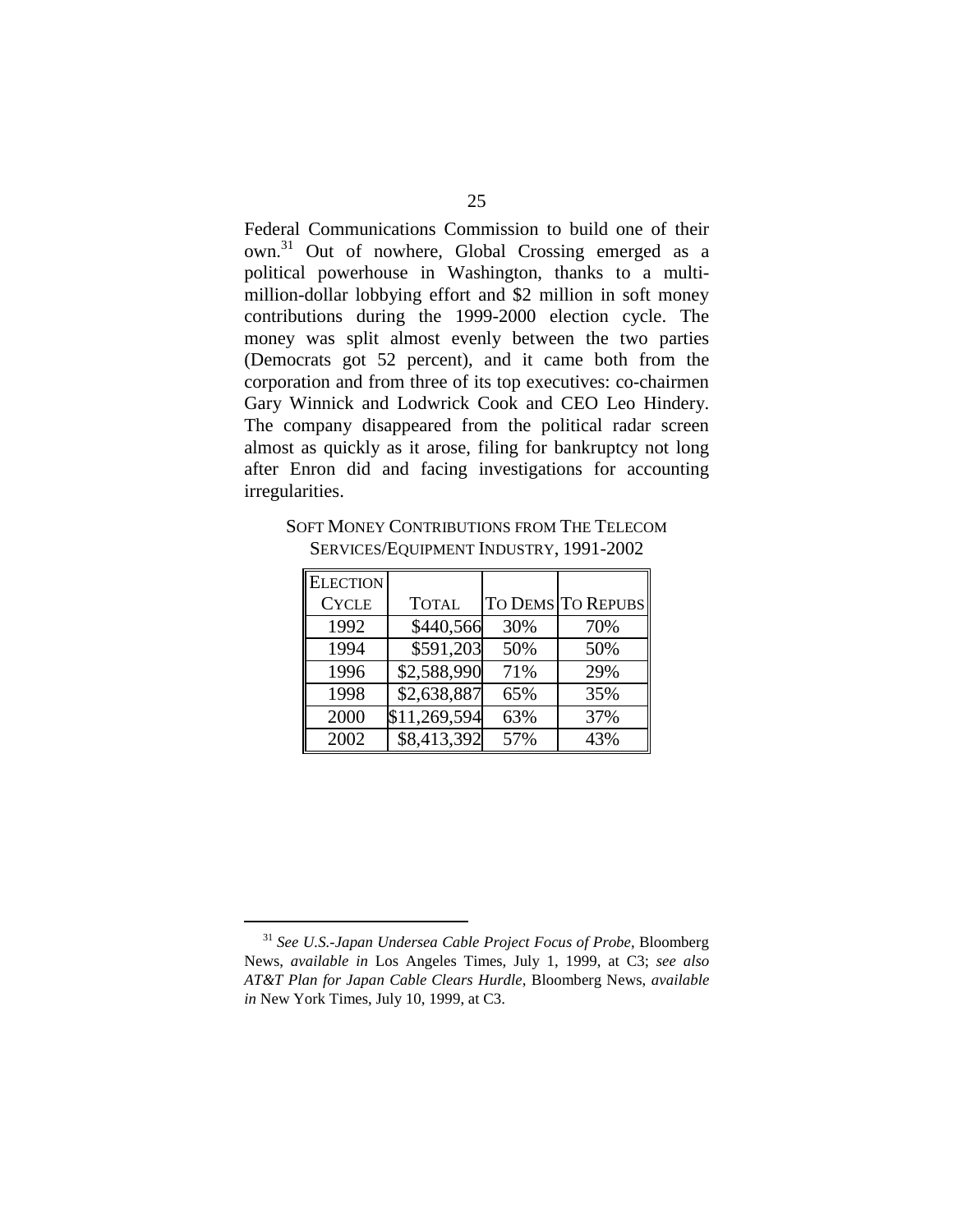Federal Communications Commission to build one of their own.[31] Out of nowhere, Global Crossing emerged as a political powerhouse in Washington, thanks to a multi-million-dollar lobbying effort and $2 million in soft money contributions during the 1999-2000 election cycle. The money was split almost evenly between the two parties (Democrats got 52 percent), and it came both from the corporation and from three of its top executives: co-chairmen Gary Winnick and Lodwrick Cook and CEO Leo Hindery. The company disappeared from the political radar screen almost as quickly as it arose, filing for bankruptcy not long after Enron did and facing investigations for accounting irregularities.

SOFT MONEY CONTRIBUTIONS FROM THE TELECOM SERVICES/EQUIPMENT INDUSTRY, 1991-2002

| ELECTION CYCLE | TOTAL | TO DEMS | TO REPUBS |
|---|---|---|---|
| 1992 | $440,566 | 30% | 70% |
| 1994 | $591,203 | 50% | 50% |
| 1996 | $2,588,990 | 71% | 29% |
| 1998 | $2,638,887 | 65% | 35% |
| 2000 | $11,269,594 | 63% | 37% |
| 2002 | $8,413,392 | 57% | 43% |

[31] *See U.S.-Japan Undersea Cable Project Focus of Probe*, Bloomberg News, *available in* Los Angeles Times, July 1, 1999, at C3; *see also AT&T Plan for Japan Cable Clears Hurdle*, Bloomberg News, *available in* New York Times, July 10, 1999, at C3.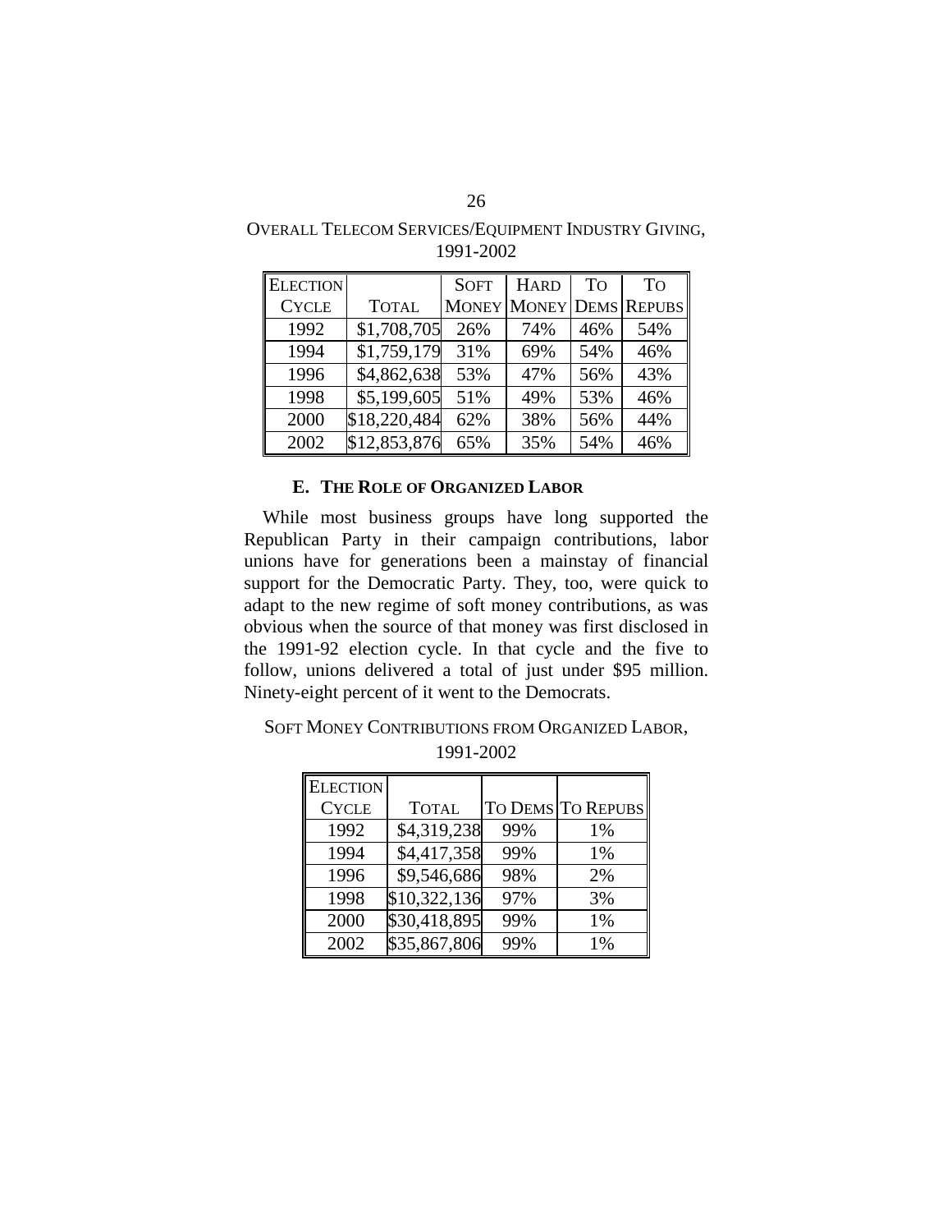OVERALL TELECOM SERVICES/EQUIPMENT INDUSTRY GIVING, 1991-2002

| ELECTION CYCLE | TOTAL | SOFT MONEY | HARD MONEY | TO DEMS | TO REPUBS |
|---|---|---|---|---|---|
| 1992 | $1,708,705 | 26% | 74% | 46% | 54% |
| 1994 | $1,759,179 | 31% | 69% | 54% | 46% |
| 1996 | $4,862,638 | 53% | 47% | 56% | 43% |
| 1998 | $5,199,605 | 51% | 49% | 53% | 46% |
| 2000 | $18,220,484 | 62% | 38% | 56% | 44% |
| 2002 | $12,853,876 | 65% | 35% | 54% | 46% |

### E. THE ROLE OF ORGANIZED LABOR

While most business groups have long supported the Republican Party in their campaign contributions, labor unions have for generations been a mainstay of financial support for the Democratic Party. They, too, were quick to adapt to the new regime of soft money contributions, as was obvious when the source of that money was first disclosed in the 1991-92 election cycle. In that cycle and the five to follow, unions delivered a total of just under $95 million. Ninety-eight percent of it went to the Democrats.

SOFT MONEY CONTRIBUTIONS FROM ORGANIZED LABOR, 1991-2002

| ELECTION CYCLE | TOTAL | TO DEMS | TO REPUBS |
|---|---|---|---|
| 1992 | $4,319,238 | 99% | 1% |
| 1994 | $4,417,358 | 99% | 1% |
| 1996 | $9,546,686 | 98% | 2% |
| 1998 | $10,322,136 | 97% | 3% |
| 2000 | $30,418,895 | 99% | 1% |
| 2002 | $35,867,806 | 99% | 1% |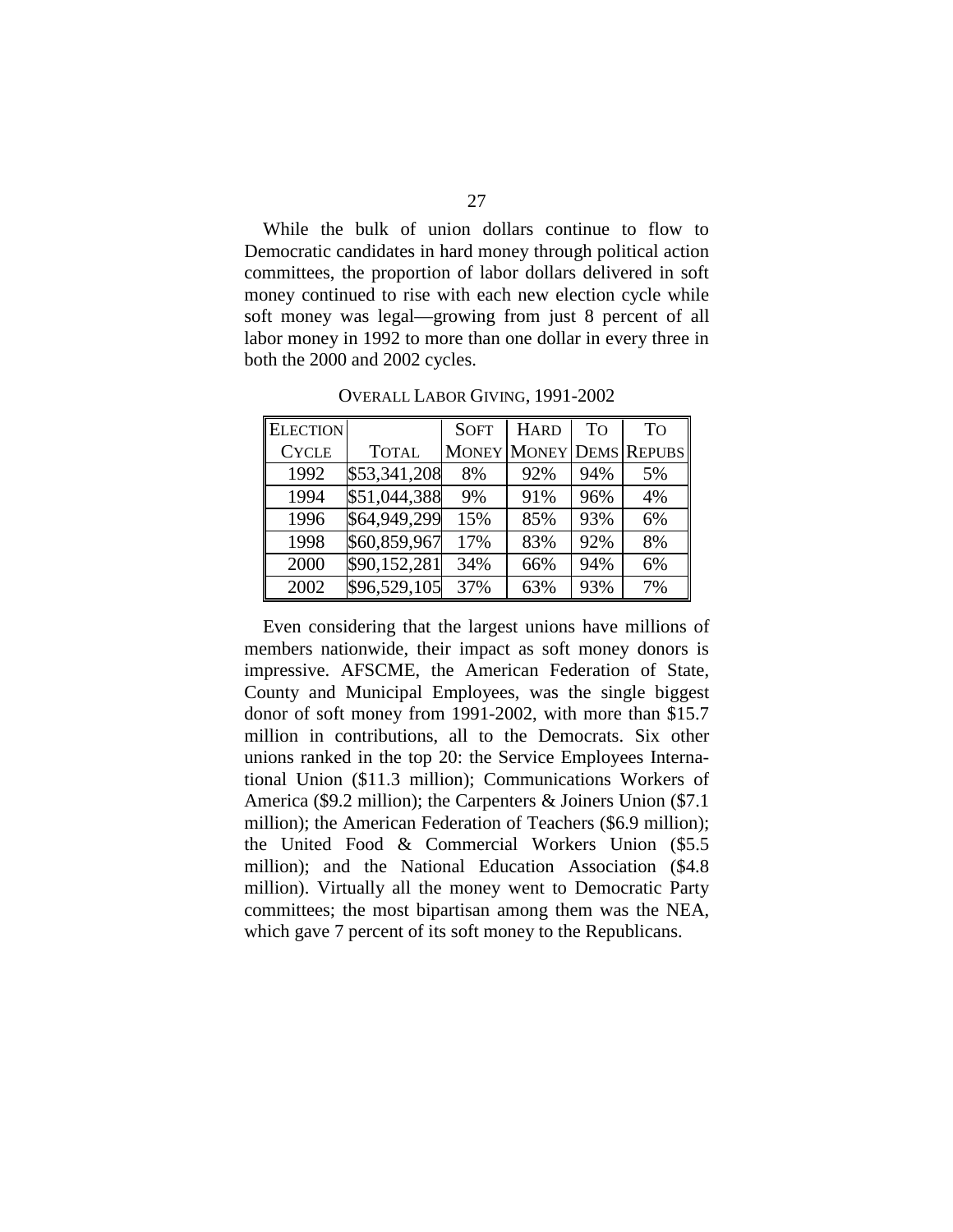While the bulk of union dollars continue to flow to Democratic candidates in hard money through political action committees, the proportion of labor dollars delivered in soft money continued to rise with each new election cycle while soft money was legal—growing from just 8 percent of all labor money in 1992 to more than one dollar in every three in both the 2000 and 2002 cycles.

OVERALL LABOR GIVING, 1991-2002

| ELECTION CYCLE | TOTAL | SOFT MONEY | HARD MONEY | TO DEMS | TO REPUBS |
|---|---|---|---|---|---|
| 1992 | $53,341,208 | 8% | 92% | 94% | 5% |
| 1994 | $51,044,388 | 9% | 91% | 96% | 4% |
| 1996 | $64,949,299 | 15% | 85% | 93% | 6% |
| 1998 | $60,859,967 | 17% | 83% | 92% | 8% |
| 2000 | $90,152,281 | 34% | 66% | 94% | 6% |
| 2002 | $96,529,105 | 37% | 63% | 93% | 7% |

Even considering that the largest unions have millions of members nationwide, their impact as soft money donors is impressive. AFSCME, the American Federation of State, County and Municipal Employees, was the single biggest donor of soft money from 1991-2002, with more than $15.7 million in contributions, all to the Democrats. Six other unions ranked in the top 20: the Service Employees International Union ($11.3 million); Communications Workers of America ($9.2 million); the Carpenters & Joiners Union ($7.1 million); the American Federation of Teachers ($6.9 million); the United Food & Commercial Workers Union ($5.5 million); and the National Education Association ($4.8 million). Virtually all the money went to Democratic Party committees; the most bipartisan among them was the NEA, which gave 7 percent of its soft money to the Republicans.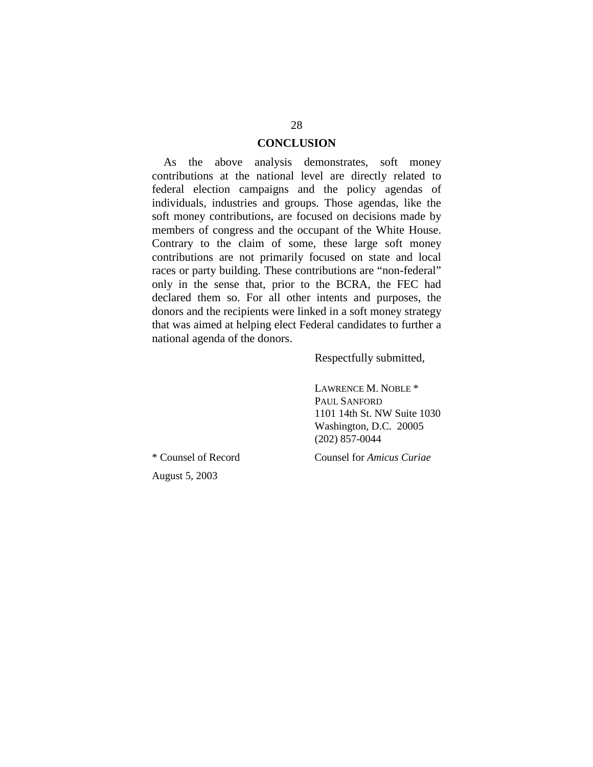## CONCLUSION

As the above analysis demonstrates, soft money contributions at the national level are directly related to federal election campaigns and the policy agendas of individuals, industries and groups. Those agendas, like the soft money contributions, are focused on decisions made by members of congress and the occupant of the White House. Contrary to the claim of some, these large soft money contributions are not primarily focused on state and local races or party building. These contributions are "non-federal" only in the sense that, prior to the BCRA, the FEC had declared them so. For all other intents and purposes, the donors and the recipients were linked in a soft money strategy that was aimed at helping elect Federal candidates to further a national agenda of the donors.

Respectfully submitted,

LAWRENCE M. NOBLE *
PAUL SANFORD
1101 14th St. NW Suite 1030
Washington, D.C. 20005
(202) 857-0044

Counsel for *Amicus Curiae*

* Counsel of Record

August 5, 2003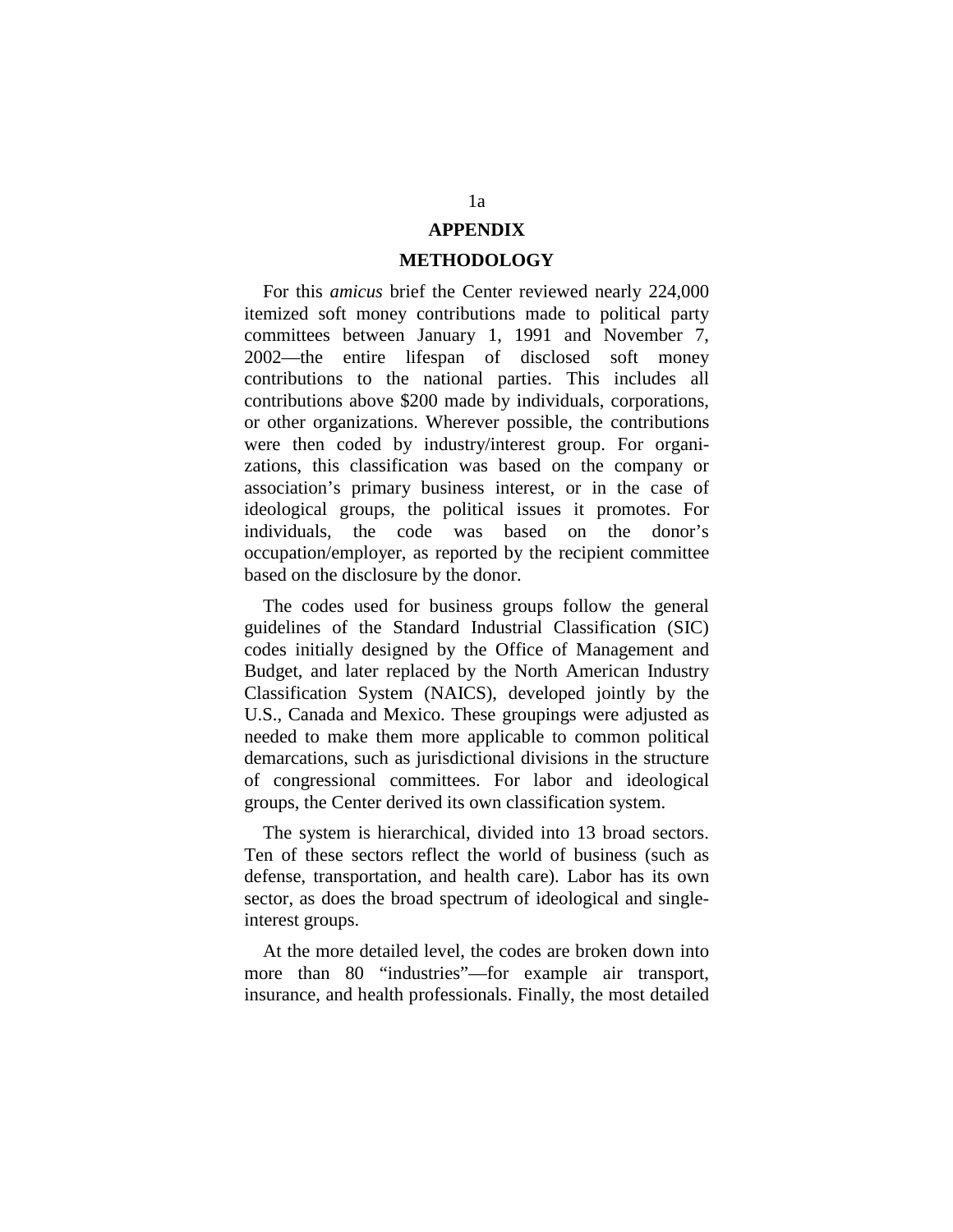## APPENDIX

## METHODOLOGY

For this *amicus* brief the Center reviewed nearly 224,000 itemized soft money contributions made to political party committees between January 1, 1991 and November 7, 2002—the entire lifespan of disclosed soft money contributions to the national parties. This includes all contributions above $200 made by individuals, corporations, or other organizations. Wherever possible, the contributions were then coded by industry/interest group. For organizations, this classification was based on the company or association's primary business interest, or in the case of ideological groups, the political issues it promotes. For individuals, the code was based on the donor's occupation/employer, as reported by the recipient committee based on the disclosure by the donor.

The codes used for business groups follow the general guidelines of the Standard Industrial Classification (SIC) codes initially designed by the Office of Management and Budget, and later replaced by the North American Industry Classification System (NAICS), developed jointly by the U.S., Canada and Mexico. These groupings were adjusted as needed to make them more applicable to common political demarcations, such as jurisdictional divisions in the structure of congressional committees. For labor and ideological groups, the Center derived its own classification system.

The system is hierarchical, divided into 13 broad sectors. Ten of these sectors reflect the world of business (such as defense, transportation, and health care). Labor has its own sector, as does the broad spectrum of ideological and single-interest groups.

At the more detailed level, the codes are broken down into more than 80 "industries"—for example air transport, insurance, and health professionals. Finally, the most detailed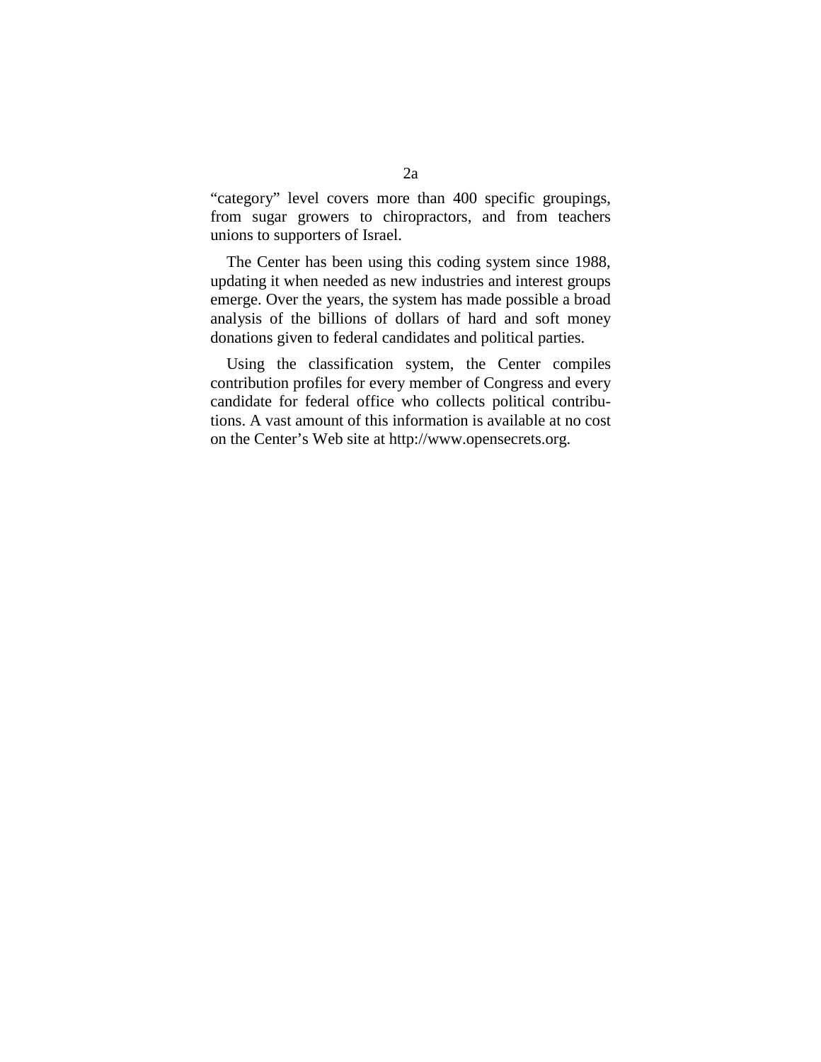"category" level covers more than 400 specific groupings, from sugar growers to chiropractors, and from teachers unions to supporters of Israel.

The Center has been using this coding system since 1988, updating it when needed as new industries and interest groups emerge. Over the years, the system has made possible a broad analysis of the billions of dollars of hard and soft money donations given to federal candidates and political parties.

Using the classification system, the Center compiles contribution profiles for every member of Congress and every candidate for federal office who collects political contributions. A vast amount of this information is available at no cost on the Center's Web site at http://www.opensecrets.org.